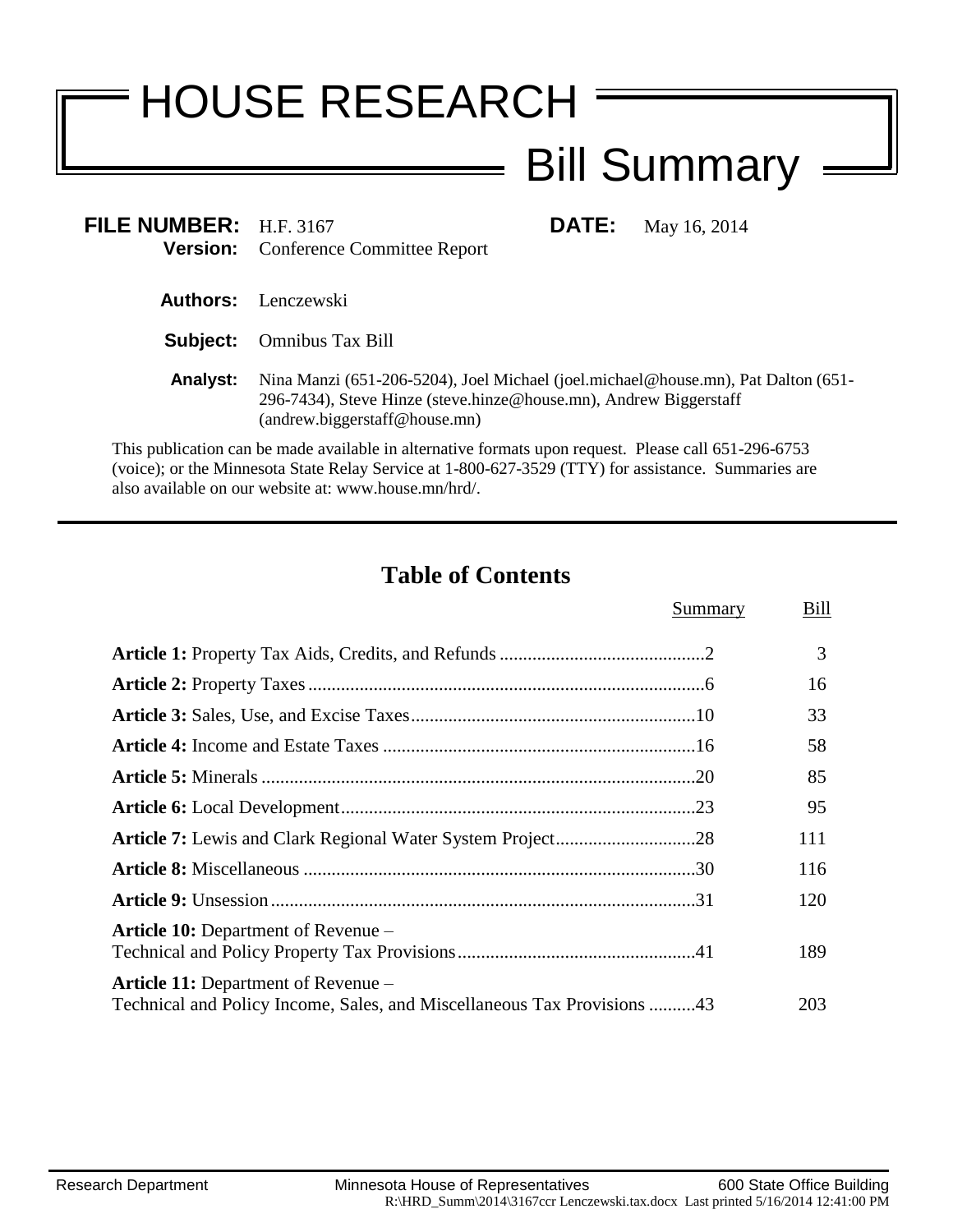# HOUSE RESEARCH

## Bill Summary

**FILE NUMBER:** H.F. 3167 **DATE:** May 16, 2014

**Version:** Conference Committee Report

**Authors:** Lenczewski

**Subject:** Omnibus Tax Bill

**Analyst:** Nina Manzi (651-206-5204), Joel Michael (joel.michael@house.mn), Pat Dalton (651-296-7434), Steve Hinze (steve.hinze@house.mn), Andrew Biggerstaff (andrew.biggerstaff@house.mn)

This publication can be made available in alternative formats upon request. Please call 651-296-6753 (voice); or the Minnesota State Relay Service at 1-800-627-3529 (TTY) for assistance. Summaries are also available on our website at: www.house.mn/hrd/.

## Table of Contents

| | Summary | Bill |
|---|---|---|
| **Article 1:** Property Tax Aids, Credits, and Refunds | 2 | 3 |
| **Article 2:** Property Taxes | 6 | 16 |
| **Article 3:** Sales, Use, and Excise Taxes | 10 | 33 |
| **Article 4:** Income and Estate Taxes | 16 | 58 |
| **Article 5:** Minerals | 20 | 85 |
| **Article 6:** Local Development | 23 | 95 |
| **Article 7:** Lewis and Clark Regional Water System Project | 28 | 111 |
| **Article 8:** Miscellaneous | 30 | 116 |
| **Article 9:** Unsession | 31 | 120 |
| **Article 10:** Department of Revenue – Technical and Policy Property Tax Provisions | 41 | 189 |
| **Article 11:** Department of Revenue – Technical and Policy Income, Sales, and Miscellaneous Tax Provisions | 43 | 203 |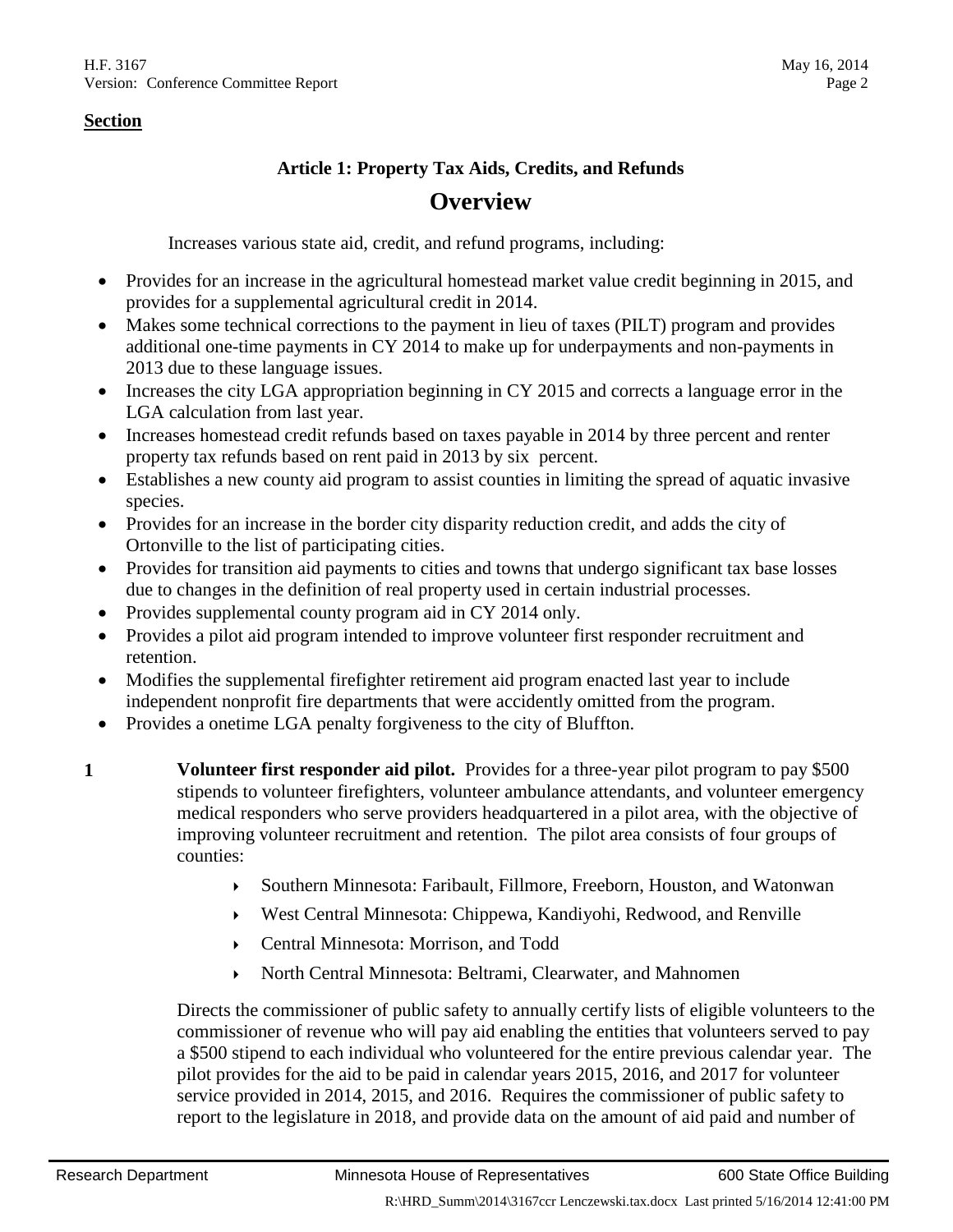**Section**

### Article 1: Property Tax Aids, Credits, and Refunds

## Overview

Increases various state aid, credit, and refund programs, including:

- Provides for an increase in the agricultural homestead market value credit beginning in 2015, and provides for a supplemental agricultural credit in 2014.
- Makes some technical corrections to the payment in lieu of taxes (PILT) program and provides additional one-time payments in CY 2014 to make up for underpayments and non-payments in 2013 due to these language issues.
- Increases the city LGA appropriation beginning in CY 2015 and corrects a language error in the LGA calculation from last year.
- Increases homestead credit refunds based on taxes payable in 2014 by three percent and renter property tax refunds based on rent paid in 2013 by six percent.
- Establishes a new county aid program to assist counties in limiting the spread of aquatic invasive species.
- Provides for an increase in the border city disparity reduction credit, and adds the city of Ortonville to the list of participating cities.
- Provides for transition aid payments to cities and towns that undergo significant tax base losses due to changes in the definition of real property used in certain industrial processes.
- Provides supplemental county program aid in CY 2014 only.
- Provides a pilot aid program intended to improve volunteer first responder recruitment and retention.
- Modifies the supplemental firefighter retirement aid program enacted last year to include independent nonprofit fire departments that were accidently omitted from the program.
- Provides a onetime LGA penalty forgiveness to the city of Bluffton.

**1** **Volunteer first responder aid pilot.** Provides for a three-year pilot program to pay $500 stipends to volunteer firefighters, volunteer ambulance attendants, and volunteer emergency medical responders who serve providers headquartered in a pilot area, with the objective of improving volunteer recruitment and retention. The pilot area consists of four groups of counties:

- Southern Minnesota: Faribault, Fillmore, Freeborn, Houston, and Watonwan
- West Central Minnesota: Chippewa, Kandiyohi, Redwood, and Renville
- Central Minnesota: Morrison, and Todd
- North Central Minnesota: Beltrami, Clearwater, and Mahnomen

Directs the commissioner of public safety to annually certify lists of eligible volunteers to the commissioner of revenue who will pay aid enabling the entities that volunteers served to pay a $500 stipend to each individual who volunteered for the entire previous calendar year. The pilot provides for the aid to be paid in calendar years 2015, 2016, and 2017 for volunteer service provided in 2014, 2015, and 2016. Requires the commissioner of public safety to report to the legislature in 2018, and provide data on the amount of aid paid and number of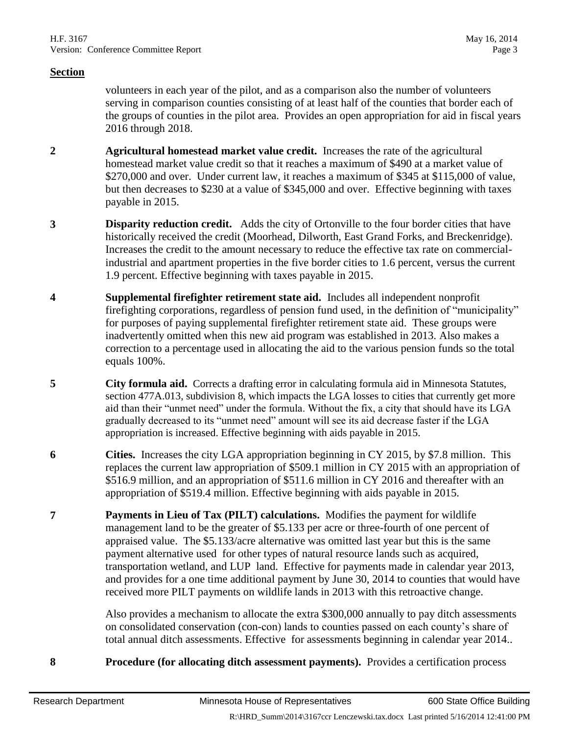**Section**

volunteers in each year of the pilot, and as a comparison also the number of volunteers serving in comparison counties consisting of at least half of the counties that border each of the groups of counties in the pilot area. Provides an open appropriation for aid in fiscal years 2016 through 2018.

**2** **Agricultural homestead market value credit.** Increases the rate of the agricultural homestead market value credit so that it reaches a maximum of $490 at a market value of $270,000 and over. Under current law, it reaches a maximum of $345 at $115,000 of value, but then decreases to $230 at a value of $345,000 and over. Effective beginning with taxes payable in 2015.

**3** **Disparity reduction credit.** Adds the city of Ortonville to the four border cities that have historically received the credit (Moorhead, Dilworth, East Grand Forks, and Breckenridge). Increases the credit to the amount necessary to reduce the effective tax rate on commercial-industrial and apartment properties in the five border cities to 1.6 percent, versus the current 1.9 percent. Effective beginning with taxes payable in 2015.

**4** **Supplemental firefighter retirement state aid.** Includes all independent nonprofit firefighting corporations, regardless of pension fund used, in the definition of "municipality" for purposes of paying supplemental firefighter retirement state aid. These groups were inadvertently omitted when this new aid program was established in 2013. Also makes a correction to a percentage used in allocating the aid to the various pension funds so the total equals 100%.

**5** **City formula aid.** Corrects a drafting error in calculating formula aid in Minnesota Statutes, section 477A.013, subdivision 8, which impacts the LGA losses to cities that currently get more aid than their "unmet need" under the formula. Without the fix, a city that should have its LGA gradually decreased to its "unmet need" amount will see its aid decrease faster if the LGA appropriation is increased. Effective beginning with aids payable in 2015.

**6** **Cities.** Increases the city LGA appropriation beginning in CY 2015, by $7.8 million. This replaces the current law appropriation of $509.1 million in CY 2015 with an appropriation of $516.9 million, and an appropriation of $511.6 million in CY 2016 and thereafter with an appropriation of $519.4 million. Effective beginning with aids payable in 2015.

**7** **Payments in Lieu of Tax (PILT) calculations.** Modifies the payment for wildlife management land to be the greater of $5.133 per acre or three-fourth of one percent of appraised value. The $5.133/acre alternative was omitted last year but this is the same payment alternative used for other types of natural resource lands such as acquired, transportation wetland, and LUP land. Effective for payments made in calendar year 2013, and provides for a one time additional payment by June 30, 2014 to counties that would have received more PILT payments on wildlife lands in 2013 with this retroactive change.

Also provides a mechanism to allocate the extra $300,000 annually to pay ditch assessments on consolidated conservation (con-con) lands to counties passed on each county's share of total annual ditch assessments. Effective for assessments beginning in calendar year 2014..

**8** **Procedure (for allocating ditch assessment payments).** Provides a certification process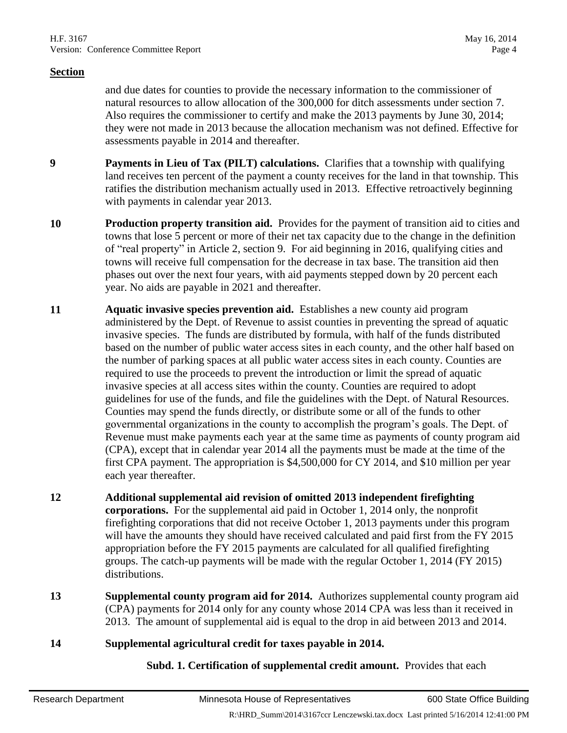**Section**

and due dates for counties to provide the necessary information to the commissioner of natural resources to allow allocation of the 300,000 for ditch assessments under section 7. Also requires the commissioner to certify and make the 2013 payments by June 30, 2014; they were not made in 2013 because the allocation mechanism was not defined. Effective for assessments payable in 2014 and thereafter.

**9** **Payments in Lieu of Tax (PILT) calculations.** Clarifies that a township with qualifying land receives ten percent of the payment a county receives for the land in that township. This ratifies the distribution mechanism actually used in 2013. Effective retroactively beginning with payments in calendar year 2013.

**10** **Production property transition aid.** Provides for the payment of transition aid to cities and towns that lose 5 percent or more of their net tax capacity due to the change in the definition of "real property" in Article 2, section 9. For aid beginning in 2016, qualifying cities and towns will receive full compensation for the decrease in tax base. The transition aid then phases out over the next four years, with aid payments stepped down by 20 percent each year. No aids are payable in 2021 and thereafter.

**11** **Aquatic invasive species prevention aid.** Establishes a new county aid program administered by the Dept. of Revenue to assist counties in preventing the spread of aquatic invasive species. The funds are distributed by formula, with half of the funds distributed based on the number of public water access sites in each county, and the other half based on the number of parking spaces at all public water access sites in each county. Counties are required to use the proceeds to prevent the introduction or limit the spread of aquatic invasive species at all access sites within the county. Counties are required to adopt guidelines for use of the funds, and file the guidelines with the Dept. of Natural Resources. Counties may spend the funds directly, or distribute some or all of the funds to other governmental organizations in the county to accomplish the program's goals. The Dept. of Revenue must make payments each year at the same time as payments of county program aid (CPA), except that in calendar year 2014 all the payments must be made at the time of the first CPA payment. The appropriation is $4,500,000 for CY 2014, and $10 million per year each year thereafter.

**12** **Additional supplemental aid revision of omitted 2013 independent firefighting corporations.** For the supplemental aid paid in October 1, 2014 only, the nonprofit firefighting corporations that did not receive October 1, 2013 payments under this program will have the amounts they should have received calculated and paid first from the FY 2015 appropriation before the FY 2015 payments are calculated for all qualified firefighting groups. The catch-up payments will be made with the regular October 1, 2014 (FY 2015) distributions.

**13** **Supplemental county program aid for 2014.** Authorizes supplemental county program aid (CPA) payments for 2014 only for any county whose 2014 CPA was less than it received in 2013. The amount of supplemental aid is equal to the drop in aid between 2013 and 2014.

**14** **Supplemental agricultural credit for taxes payable in 2014.**

**Subd. 1. Certification of supplemental credit amount.** Provides that each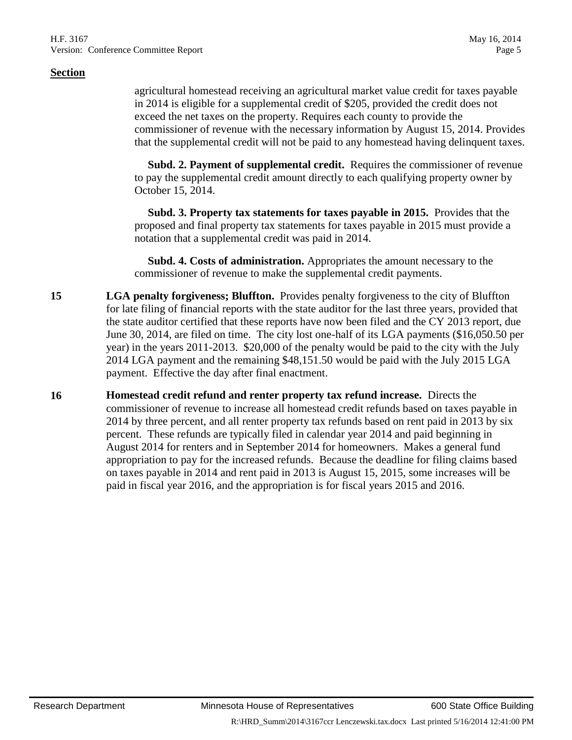**Section**

agricultural homestead receiving an agricultural market value credit for taxes payable in 2014 is eligible for a supplemental credit of $205, provided the credit does not exceed the net taxes on the property. Requires each county to provide the commissioner of revenue with the necessary information by August 15, 2014. Provides that the supplemental credit will not be paid to any homestead having delinquent taxes.

**Subd. 2. Payment of supplemental credit.** Requires the commissioner of revenue to pay the supplemental credit amount directly to each qualifying property owner by October 15, 2014.

**Subd. 3. Property tax statements for taxes payable in 2015.** Provides that the proposed and final property tax statements for taxes payable in 2015 must provide a notation that a supplemental credit was paid in 2014.

**Subd. 4. Costs of administration.** Appropriates the amount necessary to the commissioner of revenue to make the supplemental credit payments.

**15** **LGA penalty forgiveness; Bluffton.** Provides penalty forgiveness to the city of Bluffton for late filing of financial reports with the state auditor for the last three years, provided that the state auditor certified that these reports have now been filed and the CY 2013 report, due June 30, 2014, are filed on time. The city lost one-half of its LGA payments ($16,050.50 per year) in the years 2011-2013. $20,000 of the penalty would be paid to the city with the July 2014 LGA payment and the remaining $48,151.50 would be paid with the July 2015 LGA payment. Effective the day after final enactment.

**16** **Homestead credit refund and renter property tax refund increase.** Directs the commissioner of revenue to increase all homestead credit refunds based on taxes payable in 2014 by three percent, and all renter property tax refunds based on rent paid in 2013 by six percent. These refunds are typically filed in calendar year 2014 and paid beginning in August 2014 for renters and in September 2014 for homeowners. Makes a general fund appropriation to pay for the increased refunds. Because the deadline for filing claims based on taxes payable in 2014 and rent paid in 2013 is August 15, 2015, some increases will be paid in fiscal year 2016, and the appropriation is for fiscal years 2015 and 2016.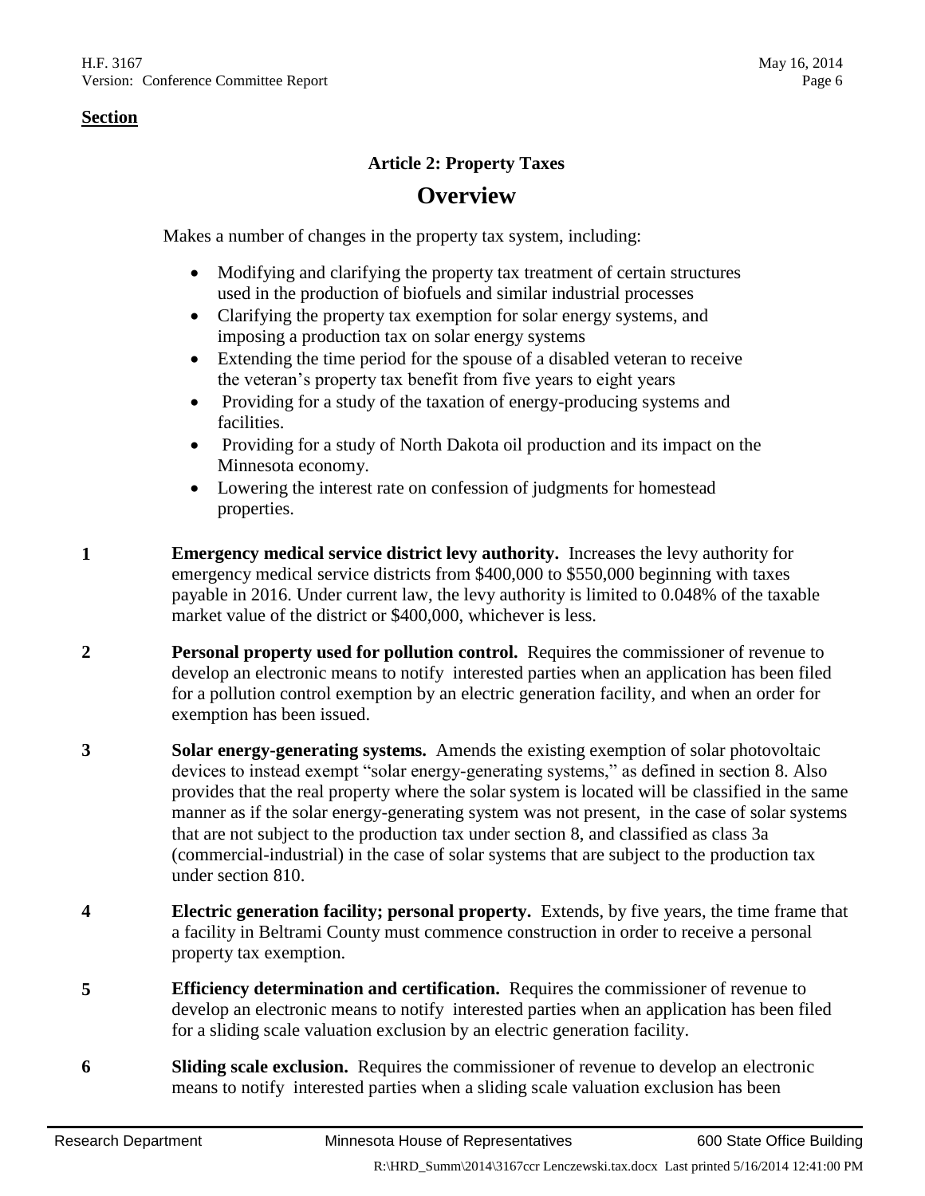**Section**

### Article 2: Property Taxes

## Overview

Makes a number of changes in the property tax system, including:

- Modifying and clarifying the property tax treatment of certain structures used in the production of biofuels and similar industrial processes
- Clarifying the property tax exemption for solar energy systems, and imposing a production tax on solar energy systems
- Extending the time period for the spouse of a disabled veteran to receive the veteran's property tax benefit from five years to eight years
- Providing for a study of the taxation of energy-producing systems and facilities.
- Providing for a study of North Dakota oil production and its impact on the Minnesota economy.
- Lowering the interest rate on confession of judgments for homestead properties.

**1** **Emergency medical service district levy authority.** Increases the levy authority for emergency medical service districts from $400,000 to $550,000 beginning with taxes payable in 2016. Under current law, the levy authority is limited to 0.048% of the taxable market value of the district or $400,000, whichever is less.

**2** **Personal property used for pollution control.** Requires the commissioner of revenue to develop an electronic means to notify interested parties when an application has been filed for a pollution control exemption by an electric generation facility, and when an order for exemption has been issued.

**3** **Solar energy-generating systems.** Amends the existing exemption of solar photovoltaic devices to instead exempt "solar energy-generating systems," as defined in section 8. Also provides that the real property where the solar system is located will be classified in the same manner as if the solar energy-generating system was not present, in the case of solar systems that are not subject to the production tax under section 8, and classified as class 3a (commercial-industrial) in the case of solar systems that are subject to the production tax under section 810.

**4** **Electric generation facility; personal property.** Extends, by five years, the time frame that a facility in Beltrami County must commence construction in order to receive a personal property tax exemption.

**5** **Efficiency determination and certification.** Requires the commissioner of revenue to develop an electronic means to notify interested parties when an application has been filed for a sliding scale valuation exclusion by an electric generation facility.

**6** **Sliding scale exclusion.** Requires the commissioner of revenue to develop an electronic means to notify interested parties when a sliding scale valuation exclusion has been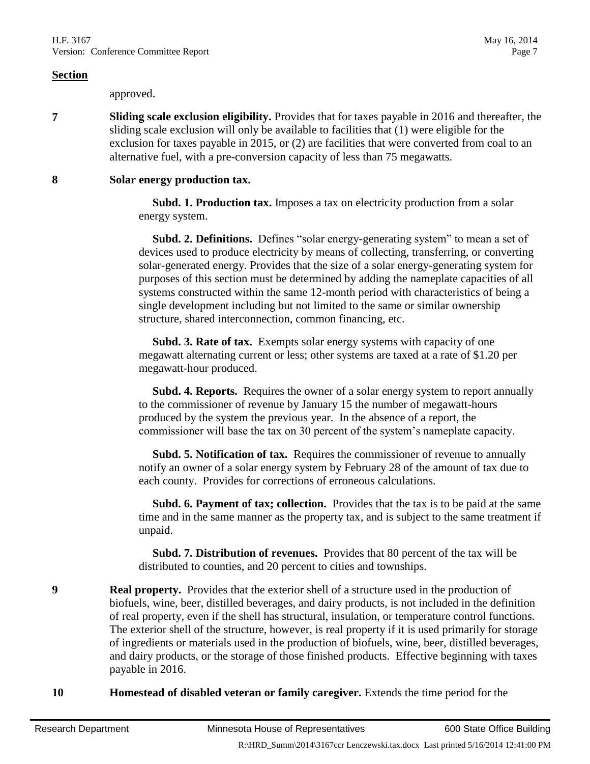**Section**

approved.

**7** **Sliding scale exclusion eligibility.** Provides that for taxes payable in 2016 and thereafter, the sliding scale exclusion will only be available to facilities that (1) were eligible for the exclusion for taxes payable in 2015, or (2) are facilities that were converted from coal to an alternative fuel, with a pre-conversion capacity of less than 75 megawatts.

**8** **Solar energy production tax.**

**Subd. 1. Production tax.** Imposes a tax on electricity production from a solar energy system.

**Subd. 2. Definitions.** Defines "solar energy-generating system" to mean a set of devices used to produce electricity by means of collecting, transferring, or converting solar-generated energy. Provides that the size of a solar energy-generating system for purposes of this section must be determined by adding the nameplate capacities of all systems constructed within the same 12-month period with characteristics of being a single development including but not limited to the same or similar ownership structure, shared interconnection, common financing, etc.

**Subd. 3. Rate of tax.** Exempts solar energy systems with capacity of one megawatt alternating current or less; other systems are taxed at a rate of $1.20 per megawatt-hour produced.

**Subd. 4. Reports.** Requires the owner of a solar energy system to report annually to the commissioner of revenue by January 15 the number of megawatt-hours produced by the system the previous year. In the absence of a report, the commissioner will base the tax on 30 percent of the system's nameplate capacity.

**Subd. 5. Notification of tax.** Requires the commissioner of revenue to annually notify an owner of a solar energy system by February 28 of the amount of tax due to each county. Provides for corrections of erroneous calculations.

**Subd. 6. Payment of tax; collection.** Provides that the tax is to be paid at the same time and in the same manner as the property tax, and is subject to the same treatment if unpaid.

**Subd. 7. Distribution of revenues.** Provides that 80 percent of the tax will be distributed to counties, and 20 percent to cities and townships.

**9** **Real property.** Provides that the exterior shell of a structure used in the production of biofuels, wine, beer, distilled beverages, and dairy products, is not included in the definition of real property, even if the shell has structural, insulation, or temperature control functions. The exterior shell of the structure, however, is real property if it is used primarily for storage of ingredients or materials used in the production of biofuels, wine, beer, distilled beverages, and dairy products, or the storage of those finished products. Effective beginning with taxes payable in 2016.

**10** **Homestead of disabled veteran or family caregiver.** Extends the time period for the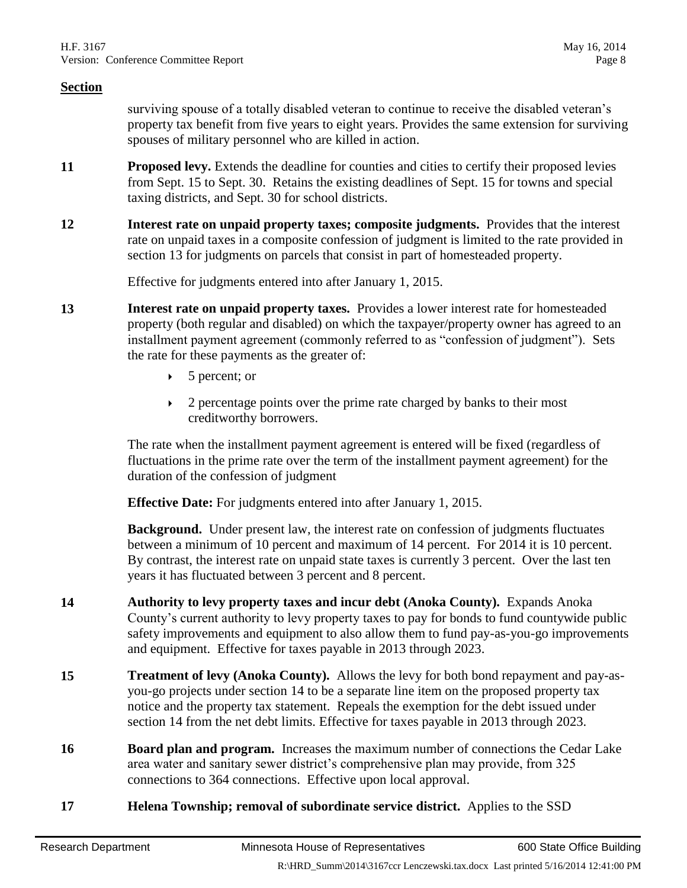**Section**

surviving spouse of a totally disabled veteran to continue to receive the disabled veteran's property tax benefit from five years to eight years. Provides the same extension for surviving spouses of military personnel who are killed in action.

**11** **Proposed levy.** Extends the deadline for counties and cities to certify their proposed levies from Sept. 15 to Sept. 30. Retains the existing deadlines of Sept. 15 for towns and special taxing districts, and Sept. 30 for school districts.

**12** **Interest rate on unpaid property taxes; composite judgments.** Provides that the interest rate on unpaid taxes in a composite confession of judgment is limited to the rate provided in section 13 for judgments on parcels that consist in part of homesteaded property.

Effective for judgments entered into after January 1, 2015.

**13** **Interest rate on unpaid property taxes.** Provides a lower interest rate for homesteaded property (both regular and disabled) on which the taxpayer/property owner has agreed to an installment payment agreement (commonly referred to as "confession of judgment"). Sets the rate for these payments as the greater of:

- 5 percent; or
- 2 percentage points over the prime rate charged by banks to their most creditworthy borrowers.

The rate when the installment payment agreement is entered will be fixed (regardless of fluctuations in the prime rate over the term of the installment payment agreement) for the duration of the confession of judgment

**Effective Date:** For judgments entered into after January 1, 2015.

**Background.** Under present law, the interest rate on confession of judgments fluctuates between a minimum of 10 percent and maximum of 14 percent. For 2014 it is 10 percent. By contrast, the interest rate on unpaid state taxes is currently 3 percent. Over the last ten years it has fluctuated between 3 percent and 8 percent.

**14** **Authority to levy property taxes and incur debt (Anoka County).** Expands Anoka County's current authority to levy property taxes to pay for bonds to fund countywide public safety improvements and equipment to also allow them to fund pay-as-you-go improvements and equipment. Effective for taxes payable in 2013 through 2023.

**15** **Treatment of levy (Anoka County).** Allows the levy for both bond repayment and pay-as-you-go projects under section 14 to be a separate line item on the proposed property tax notice and the property tax statement. Repeals the exemption for the debt issued under section 14 from the net debt limits. Effective for taxes payable in 2013 through 2023.

**16** **Board plan and program.** Increases the maximum number of connections the Cedar Lake area water and sanitary sewer district's comprehensive plan may provide, from 325 connections to 364 connections. Effective upon local approval.

**17** **Helena Township; removal of subordinate service district.** Applies to the SSD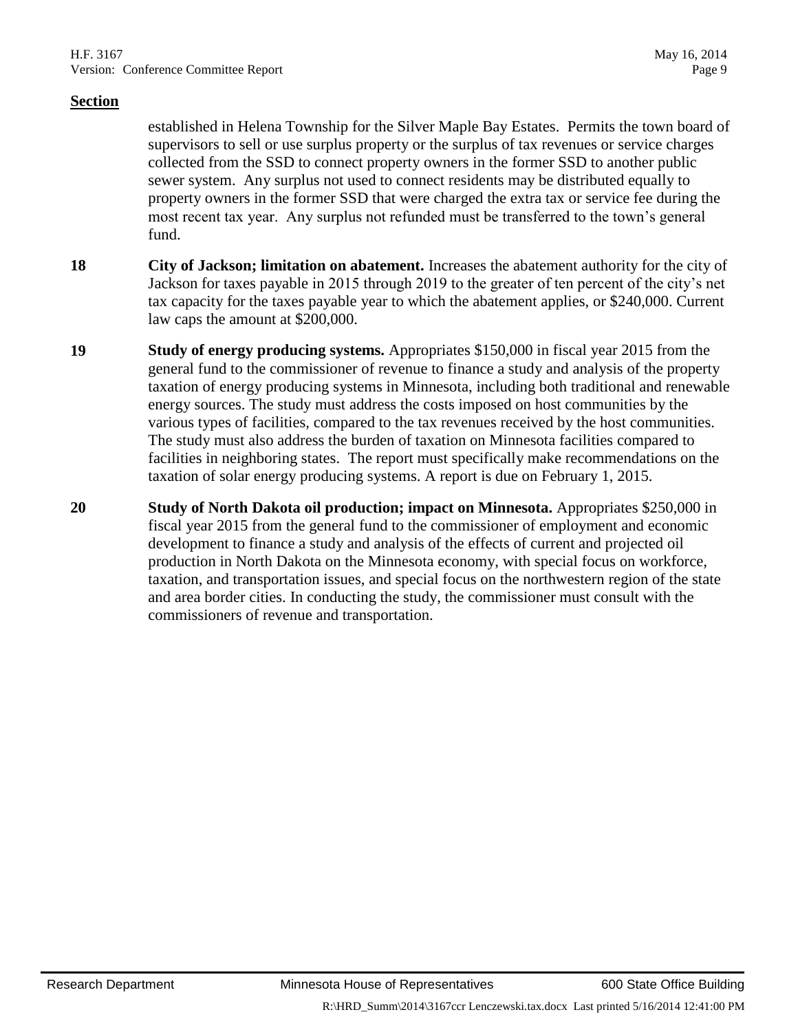**Section**

established in Helena Township for the Silver Maple Bay Estates. Permits the town board of supervisors to sell or use surplus property or the surplus of tax revenues or service charges collected from the SSD to connect property owners in the former SSD to another public sewer system. Any surplus not used to connect residents may be distributed equally to property owners in the former SSD that were charged the extra tax or service fee during the most recent tax year. Any surplus not refunded must be transferred to the town's general fund.

**18** **City of Jackson; limitation on abatement.** Increases the abatement authority for the city of Jackson for taxes payable in 2015 through 2019 to the greater of ten percent of the city's net tax capacity for the taxes payable year to which the abatement applies, or $240,000. Current law caps the amount at $200,000.

**19** **Study of energy producing systems.** Appropriates $150,000 in fiscal year 2015 from the general fund to the commissioner of revenue to finance a study and analysis of the property taxation of energy producing systems in Minnesota, including both traditional and renewable energy sources. The study must address the costs imposed on host communities by the various types of facilities, compared to the tax revenues received by the host communities. The study must also address the burden of taxation on Minnesota facilities compared to facilities in neighboring states. The report must specifically make recommendations on the taxation of solar energy producing systems. A report is due on February 1, 2015.

**20** **Study of North Dakota oil production; impact on Minnesota.** Appropriates $250,000 in fiscal year 2015 from the general fund to the commissioner of employment and economic development to finance a study and analysis of the effects of current and projected oil production in North Dakota on the Minnesota economy, with special focus on workforce, taxation, and transportation issues, and special focus on the northwestern region of the state and area border cities. In conducting the study, the commissioner must consult with the commissioners of revenue and transportation.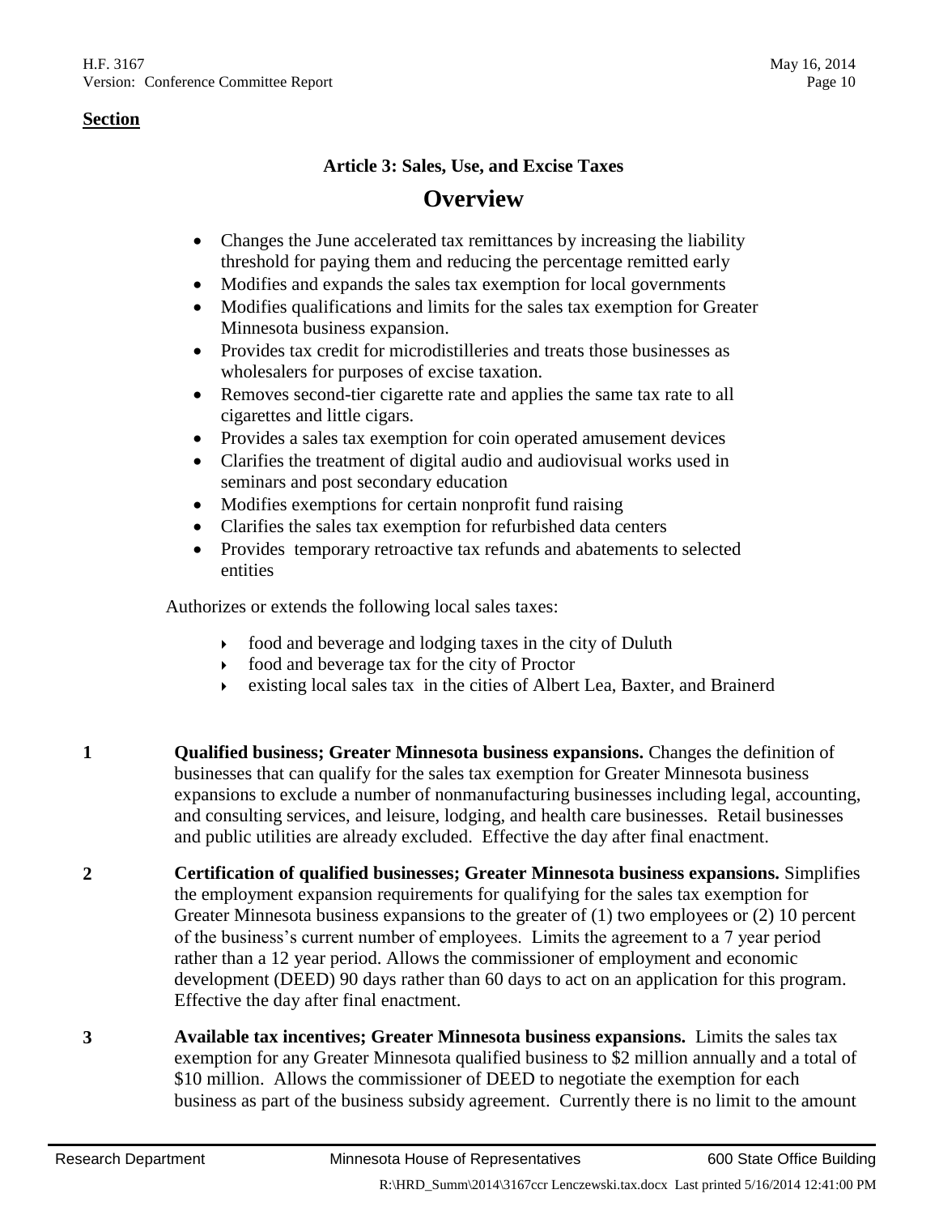**Section**

### Article 3: Sales, Use, and Excise Taxes

## Overview

- Changes the June accelerated tax remittances by increasing the liability threshold for paying them and reducing the percentage remitted early
- Modifies and expands the sales tax exemption for local governments
- Modifies qualifications and limits for the sales tax exemption for Greater Minnesota business expansion.
- Provides tax credit for microdistilleries and treats those businesses as wholesalers for purposes of excise taxation.
- Removes second-tier cigarette rate and applies the same tax rate to all cigarettes and little cigars.
- Provides a sales tax exemption for coin operated amusement devices
- Clarifies the treatment of digital audio and audiovisual works used in seminars and post secondary education
- Modifies exemptions for certain nonprofit fund raising
- Clarifies the sales tax exemption for refurbished data centers
- Provides temporary retroactive tax refunds and abatements to selected entities

Authorizes or extends the following local sales taxes:

- food and beverage and lodging taxes in the city of Duluth
- food and beverage tax for the city of Proctor
- existing local sales tax in the cities of Albert Lea, Baxter, and Brainerd

**1** **Qualified business; Greater Minnesota business expansions.** Changes the definition of businesses that can qualify for the sales tax exemption for Greater Minnesota business expansions to exclude a number of nonmanufacturing businesses including legal, accounting, and consulting services, and leisure, lodging, and health care businesses. Retail businesses and public utilities are already excluded. Effective the day after final enactment.

**2** **Certification of qualified businesses; Greater Minnesota business expansions.** Simplifies the employment expansion requirements for qualifying for the sales tax exemption for Greater Minnesota business expansions to the greater of (1) two employees or (2) 10 percent of the business's current number of employees. Limits the agreement to a 7 year period rather than a 12 year period. Allows the commissioner of employment and economic development (DEED) 90 days rather than 60 days to act on an application for this program. Effective the day after final enactment.

**3** **Available tax incentives; Greater Minnesota business expansions.** Limits the sales tax exemption for any Greater Minnesota qualified business to $2 million annually and a total of $10 million. Allows the commissioner of DEED to negotiate the exemption for each business as part of the business subsidy agreement. Currently there is no limit to the amount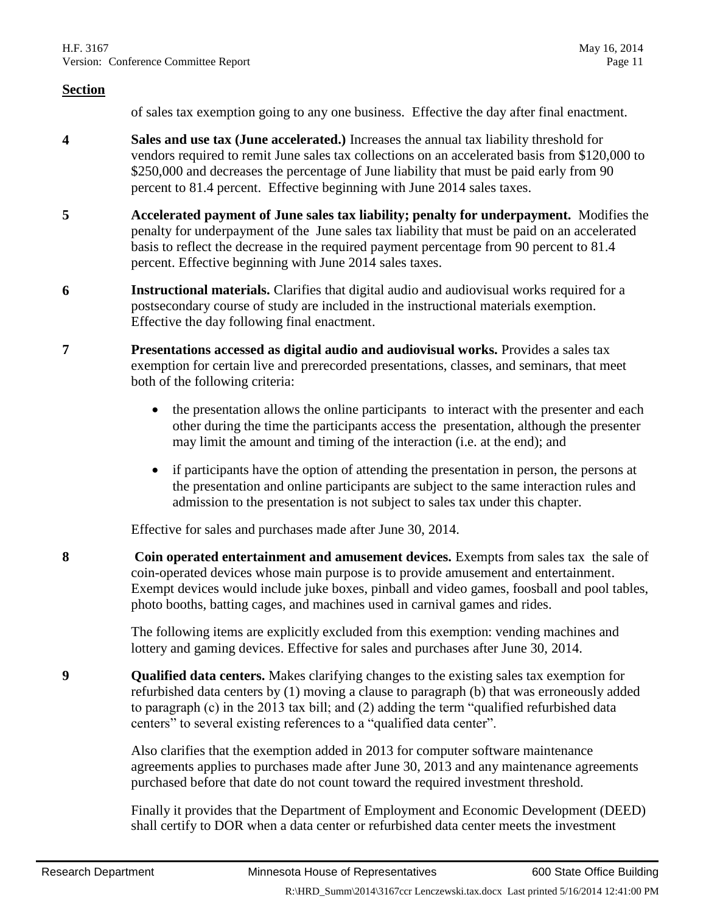**Section**

of sales tax exemption going to any one business. Effective the day after final enactment.

**4** **Sales and use tax (June accelerated.)** Increases the annual tax liability threshold for vendors required to remit June sales tax collections on an accelerated basis from $120,000 to $250,000 and decreases the percentage of June liability that must be paid early from 90 percent to 81.4 percent. Effective beginning with June 2014 sales taxes.

**5** **Accelerated payment of June sales tax liability; penalty for underpayment.** Modifies the penalty for underpayment of the June sales tax liability that must be paid on an accelerated basis to reflect the decrease in the required payment percentage from 90 percent to 81.4 percent. Effective beginning with June 2014 sales taxes.

**6** **Instructional materials.** Clarifies that digital audio and audiovisual works required for a postsecondary course of study are included in the instructional materials exemption. Effective the day following final enactment.

**7** **Presentations accessed as digital audio and audiovisual works.** Provides a sales tax exemption for certain live and prerecorded presentations, classes, and seminars, that meet both of the following criteria:

- the presentation allows the online participants to interact with the presenter and each other during the time the participants access the presentation, although the presenter may limit the amount and timing of the interaction (i.e. at the end); and
- if participants have the option of attending the presentation in person, the persons at the presentation and online participants are subject to the same interaction rules and admission to the presentation is not subject to sales tax under this chapter.

Effective for sales and purchases made after June 30, 2014.

**8** **Coin operated entertainment and amusement devices.** Exempts from sales tax the sale of coin-operated devices whose main purpose is to provide amusement and entertainment. Exempt devices would include juke boxes, pinball and video games, foosball and pool tables, photo booths, batting cages, and machines used in carnival games and rides.

The following items are explicitly excluded from this exemption: vending machines and lottery and gaming devices. Effective for sales and purchases after June 30, 2014.

**9** **Qualified data centers.** Makes clarifying changes to the existing sales tax exemption for refurbished data centers by (1) moving a clause to paragraph (b) that was erroneously added to paragraph (c) in the 2013 tax bill; and (2) adding the term "qualified refurbished data centers" to several existing references to a "qualified data center".

Also clarifies that the exemption added in 2013 for computer software maintenance agreements applies to purchases made after June 30, 2013 and any maintenance agreements purchased before that date do not count toward the required investment threshold.

Finally it provides that the Department of Employment and Economic Development (DEED) shall certify to DOR when a data center or refurbished data center meets the investment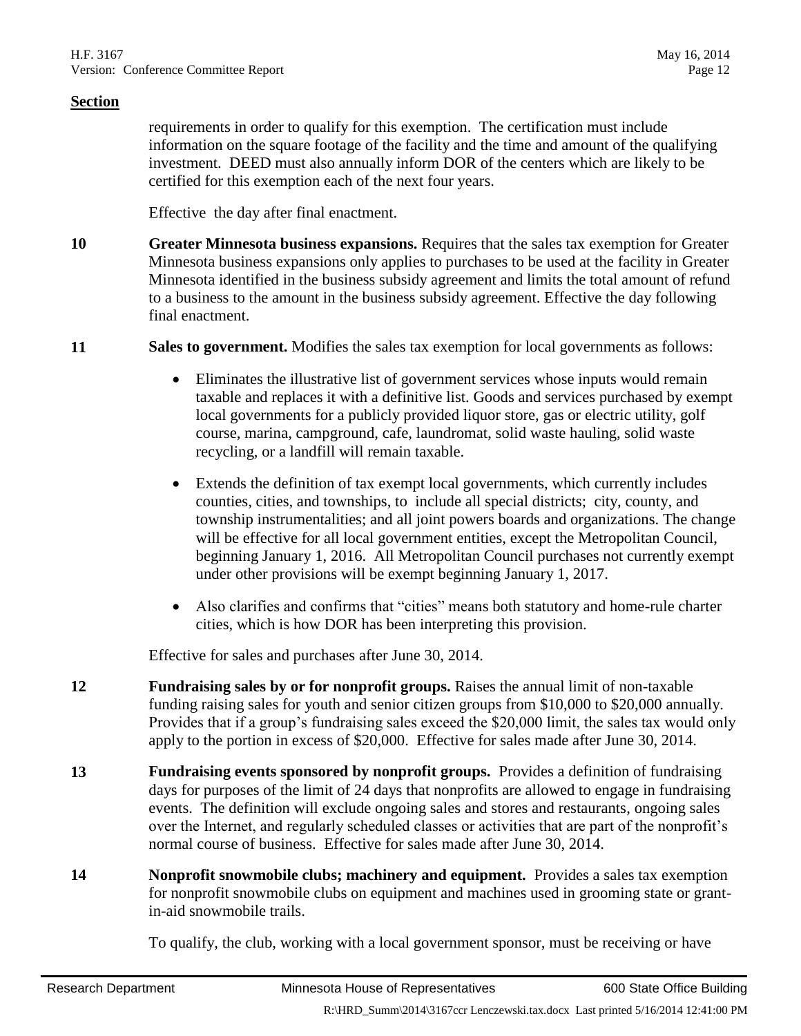**Section**

requirements in order to qualify for this exemption. The certification must include information on the square footage of the facility and the time and amount of the qualifying investment. DEED must also annually inform DOR of the centers which are likely to be certified for this exemption each of the next four years.

Effective the day after final enactment.

**10** **Greater Minnesota business expansions.** Requires that the sales tax exemption for Greater Minnesota business expansions only applies to purchases to be used at the facility in Greater Minnesota identified in the business subsidy agreement and limits the total amount of refund to a business to the amount in the business subsidy agreement. Effective the day following final enactment.

**11** **Sales to government.** Modifies the sales tax exemption for local governments as follows:

- Eliminates the illustrative list of government services whose inputs would remain taxable and replaces it with a definitive list. Goods and services purchased by exempt local governments for a publicly provided liquor store, gas or electric utility, golf course, marina, campground, cafe, laundromat, solid waste hauling, solid waste recycling, or a landfill will remain taxable.
- Extends the definition of tax exempt local governments, which currently includes counties, cities, and townships, to include all special districts; city, county, and township instrumentalities; and all joint powers boards and organizations. The change will be effective for all local government entities, except the Metropolitan Council, beginning January 1, 2016. All Metropolitan Council purchases not currently exempt under other provisions will be exempt beginning January 1, 2017.
- Also clarifies and confirms that "cities" means both statutory and home-rule charter cities, which is how DOR has been interpreting this provision.

Effective for sales and purchases after June 30, 2014.

**12** **Fundraising sales by or for nonprofit groups.** Raises the annual limit of non-taxable funding raising sales for youth and senior citizen groups from $10,000 to $20,000 annually. Provides that if a group's fundraising sales exceed the $20,000 limit, the sales tax would only apply to the portion in excess of $20,000. Effective for sales made after June 30, 2014.

**13** **Fundraising events sponsored by nonprofit groups.** Provides a definition of fundraising days for purposes of the limit of 24 days that nonprofits are allowed to engage in fundraising events. The definition will exclude ongoing sales and stores and restaurants, ongoing sales over the Internet, and regularly scheduled classes or activities that are part of the nonprofit's normal course of business. Effective for sales made after June 30, 2014.

**14** **Nonprofit snowmobile clubs; machinery and equipment.** Provides a sales tax exemption for nonprofit snowmobile clubs on equipment and machines used in grooming state or grant-in-aid snowmobile trails.

To qualify, the club, working with a local government sponsor, must be receiving or have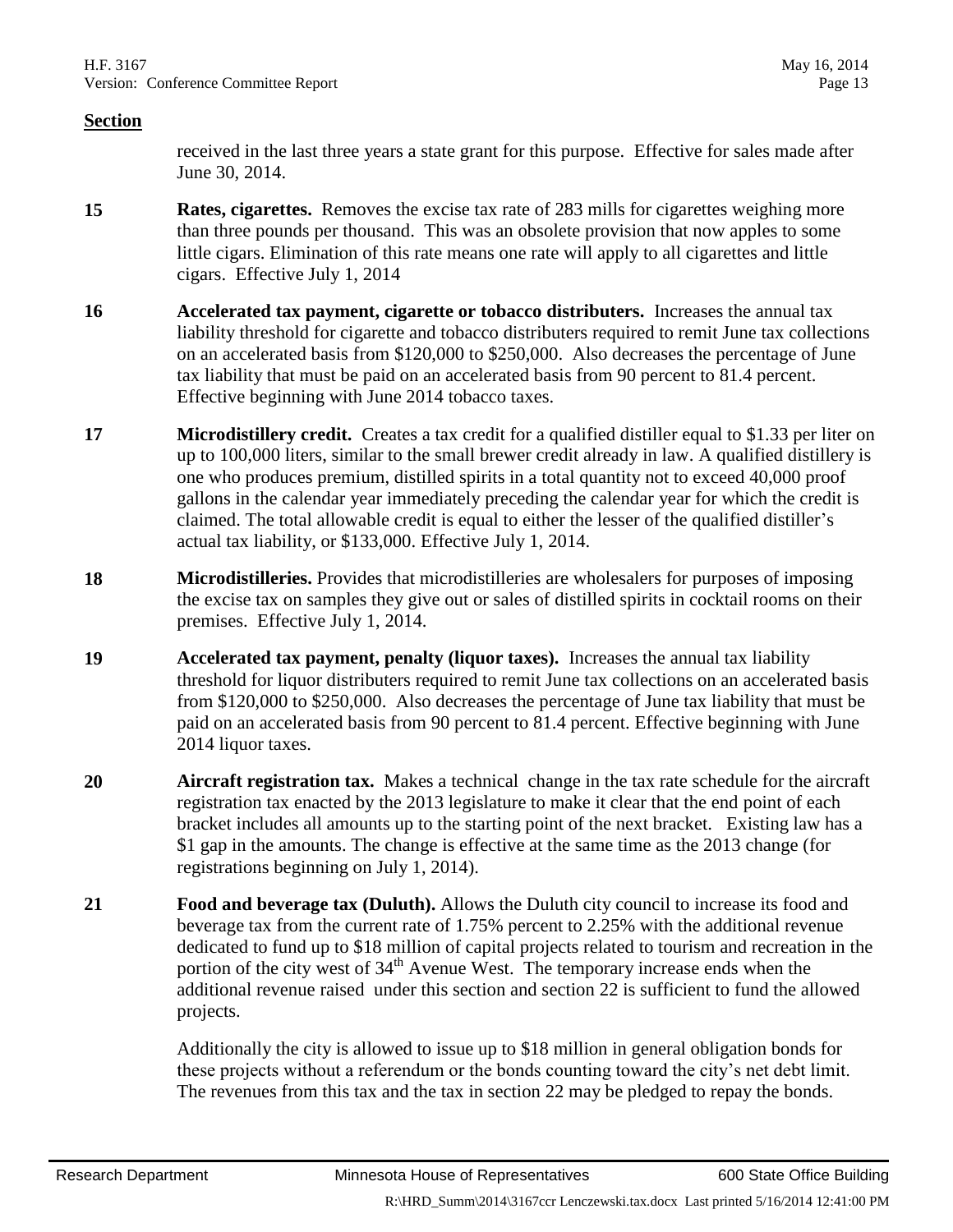**Section**

received in the last three years a state grant for this purpose. Effective for sales made after June 30, 2014.

**15** **Rates, cigarettes.** Removes the excise tax rate of 283 mills for cigarettes weighing more than three pounds per thousand. This was an obsolete provision that now apples to some little cigars. Elimination of this rate means one rate will apply to all cigarettes and little cigars. Effective July 1, 2014

**16** **Accelerated tax payment, cigarette or tobacco distributers.** Increases the annual tax liability threshold for cigarette and tobacco distributers required to remit June tax collections on an accelerated basis from $120,000 to $250,000. Also decreases the percentage of June tax liability that must be paid on an accelerated basis from 90 percent to 81.4 percent. Effective beginning with June 2014 tobacco taxes.

**17** **Microdistillery credit.** Creates a tax credit for a qualified distiller equal to $1.33 per liter on up to 100,000 liters, similar to the small brewer credit already in law. A qualified distillery is one who produces premium, distilled spirits in a total quantity not to exceed 40,000 proof gallons in the calendar year immediately preceding the calendar year for which the credit is claimed. The total allowable credit is equal to either the lesser of the qualified distiller's actual tax liability, or $133,000. Effective July 1, 2014.

**18** **Microdistilleries.** Provides that microdistilleries are wholesalers for purposes of imposing the excise tax on samples they give out or sales of distilled spirits in cocktail rooms on their premises. Effective July 1, 2014.

**19** **Accelerated tax payment, penalty (liquor taxes).** Increases the annual tax liability threshold for liquor distributers required to remit June tax collections on an accelerated basis from $120,000 to $250,000. Also decreases the percentage of June tax liability that must be paid on an accelerated basis from 90 percent to 81.4 percent. Effective beginning with June 2014 liquor taxes.

**20** **Aircraft registration tax.** Makes a technical change in the tax rate schedule for the aircraft registration tax enacted by the 2013 legislature to make it clear that the end point of each bracket includes all amounts up to the starting point of the next bracket. Existing law has a $1 gap in the amounts. The change is effective at the same time as the 2013 change (for registrations beginning on July 1, 2014).

**21** **Food and beverage tax (Duluth).** Allows the Duluth city council to increase its food and beverage tax from the current rate of 1.75% percent to 2.25% with the additional revenue dedicated to fund up to $18 million of capital projects related to tourism and recreation in the portion of the city west of 34th Avenue West. The temporary increase ends when the additional revenue raised under this section and section 22 is sufficient to fund the allowed projects.

Additionally the city is allowed to issue up to $18 million in general obligation bonds for these projects without a referendum or the bonds counting toward the city's net debt limit. The revenues from this tax and the tax in section 22 may be pledged to repay the bonds.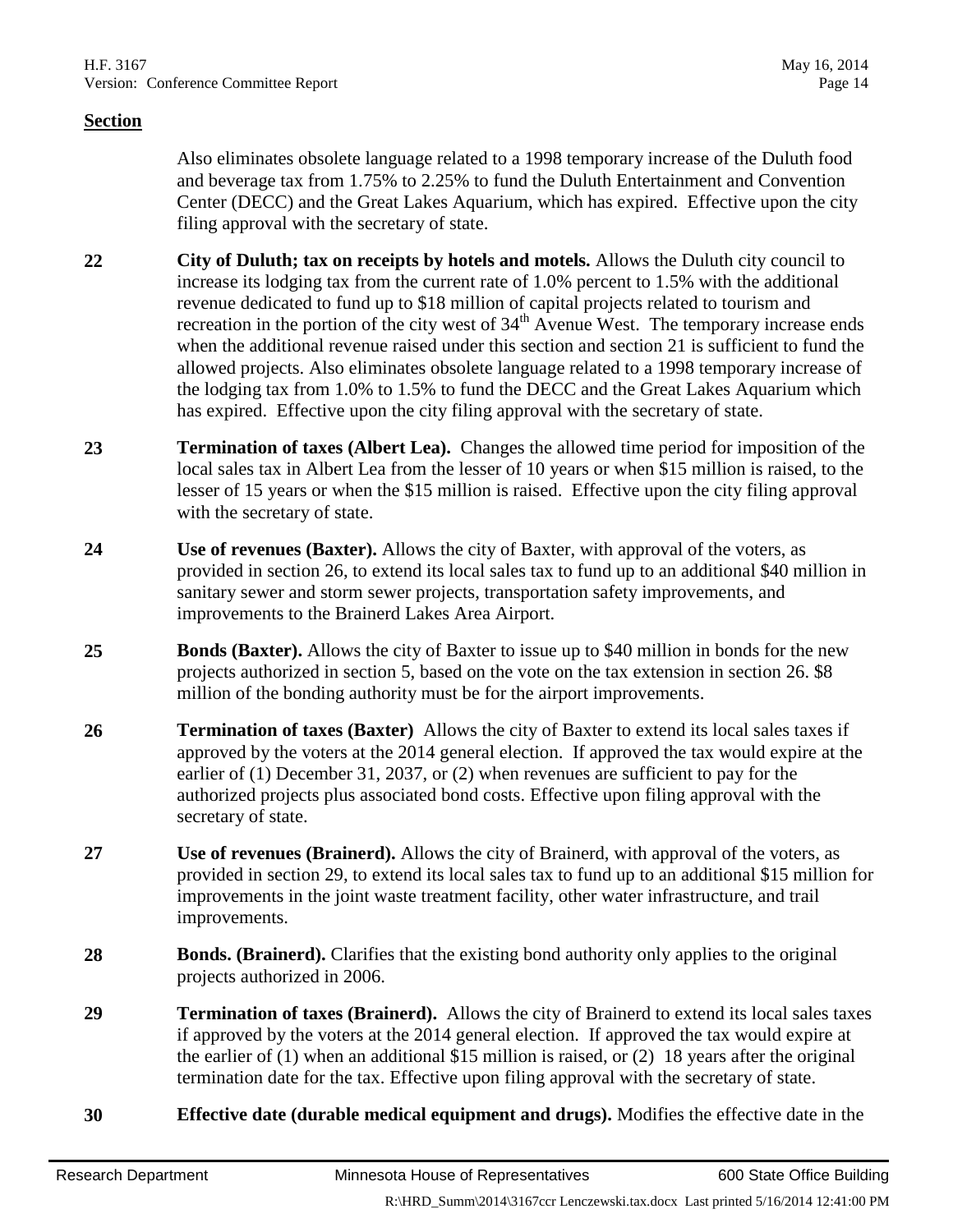**Section**

Also eliminates obsolete language related to a 1998 temporary increase of the Duluth food and beverage tax from 1.75% to 2.25% to fund the Duluth Entertainment and Convention Center (DECC) and the Great Lakes Aquarium, which has expired. Effective upon the city filing approval with the secretary of state.

**22** **City of Duluth; tax on receipts by hotels and motels.** Allows the Duluth city council to increase its lodging tax from the current rate of 1.0% percent to 1.5% with the additional revenue dedicated to fund up to $18 million of capital projects related to tourism and recreation in the portion of the city west of 34th Avenue West. The temporary increase ends when the additional revenue raised under this section and section 21 is sufficient to fund the allowed projects. Also eliminates obsolete language related to a 1998 temporary increase of the lodging tax from 1.0% to 1.5% to fund the DECC and the Great Lakes Aquarium which has expired. Effective upon the city filing approval with the secretary of state.

**23** **Termination of taxes (Albert Lea).** Changes the allowed time period for imposition of the local sales tax in Albert Lea from the lesser of 10 years or when $15 million is raised, to the lesser of 15 years or when the $15 million is raised. Effective upon the city filing approval with the secretary of state.

**24** **Use of revenues (Baxter).** Allows the city of Baxter, with approval of the voters, as provided in section 26, to extend its local sales tax to fund up to an additional $40 million in sanitary sewer and storm sewer projects, transportation safety improvements, and improvements to the Brainerd Lakes Area Airport.

**25** **Bonds (Baxter).** Allows the city of Baxter to issue up to $40 million in bonds for the new projects authorized in section 5, based on the vote on the tax extension in section 26. $8 million of the bonding authority must be for the airport improvements.

**26** **Termination of taxes (Baxter)** Allows the city of Baxter to extend its local sales taxes if approved by the voters at the 2014 general election. If approved the tax would expire at the earlier of (1) December 31, 2037, or (2) when revenues are sufficient to pay for the authorized projects plus associated bond costs. Effective upon filing approval with the secretary of state.

**27** **Use of revenues (Brainerd).** Allows the city of Brainerd, with approval of the voters, as provided in section 29, to extend its local sales tax to fund up to an additional $15 million for improvements in the joint waste treatment facility, other water infrastructure, and trail improvements.

**28** **Bonds. (Brainerd).** Clarifies that the existing bond authority only applies to the original projects authorized in 2006.

**29** **Termination of taxes (Brainerd).** Allows the city of Brainerd to extend its local sales taxes if approved by the voters at the 2014 general election. If approved the tax would expire at the earlier of (1) when an additional $15 million is raised, or (2) 18 years after the original termination date for the tax. Effective upon filing approval with the secretary of state.

**30** **Effective date (durable medical equipment and drugs).** Modifies the effective date in the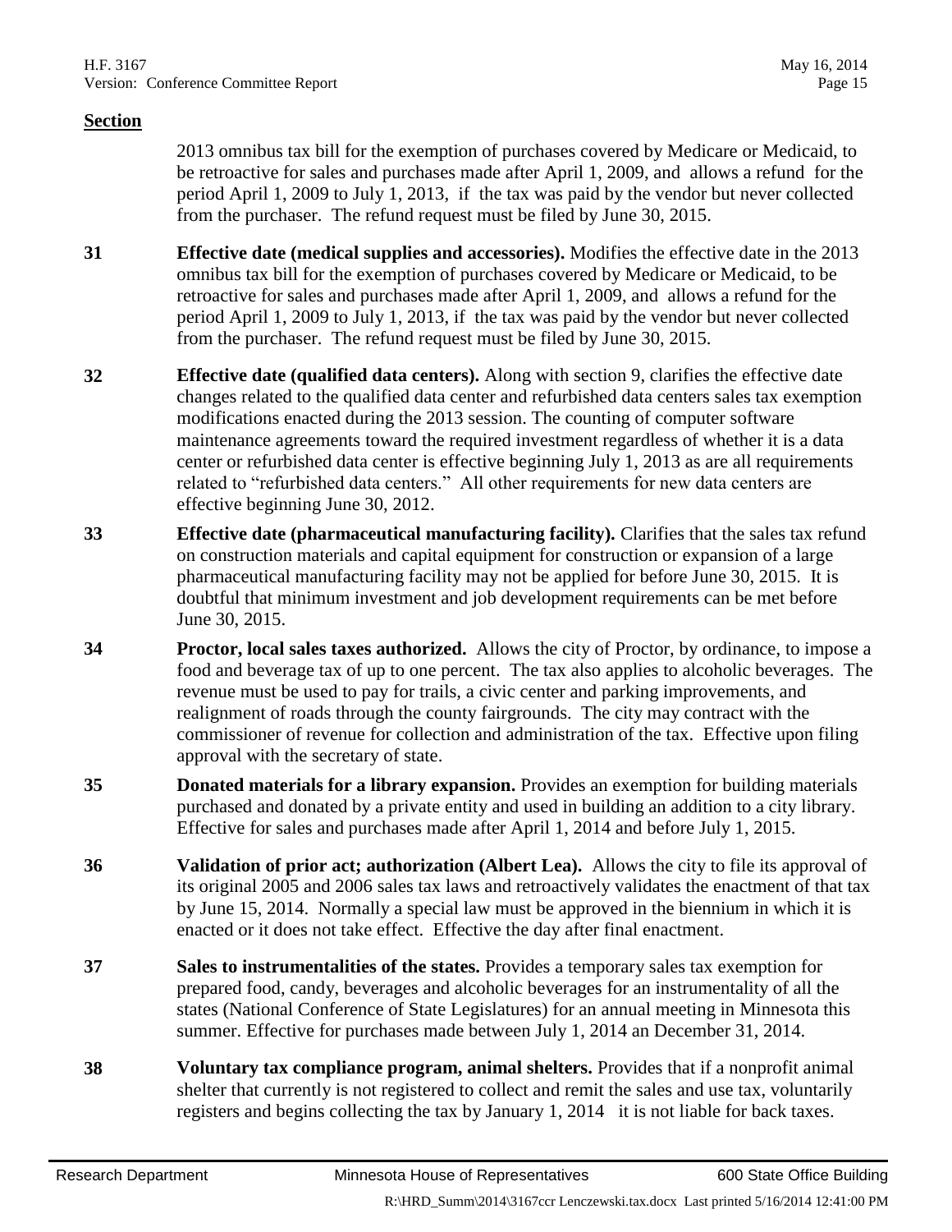**Section**

2013 omnibus tax bill for the exemption of purchases covered by Medicare or Medicaid, to be retroactive for sales and purchases made after April 1, 2009, and allows a refund for the period April 1, 2009 to July 1, 2013, if the tax was paid by the vendor but never collected from the purchaser. The refund request must be filed by June 30, 2015.

**31** **Effective date (medical supplies and accessories).** Modifies the effective date in the 2013 omnibus tax bill for the exemption of purchases covered by Medicare or Medicaid, to be retroactive for sales and purchases made after April 1, 2009, and allows a refund for the period April 1, 2009 to July 1, 2013, if the tax was paid by the vendor but never collected from the purchaser. The refund request must be filed by June 30, 2015.

**32** **Effective date (qualified data centers).** Along with section 9, clarifies the effective date changes related to the qualified data center and refurbished data centers sales tax exemption modifications enacted during the 2013 session. The counting of computer software maintenance agreements toward the required investment regardless of whether it is a data center or refurbished data center is effective beginning July 1, 2013 as are all requirements related to "refurbished data centers." All other requirements for new data centers are effective beginning June 30, 2012.

**33** **Effective date (pharmaceutical manufacturing facility).** Clarifies that the sales tax refund on construction materials and capital equipment for construction or expansion of a large pharmaceutical manufacturing facility may not be applied for before June 30, 2015. It is doubtful that minimum investment and job development requirements can be met before June 30, 2015.

**34** **Proctor, local sales taxes authorized.** Allows the city of Proctor, by ordinance, to impose a food and beverage tax of up to one percent. The tax also applies to alcoholic beverages. The revenue must be used to pay for trails, a civic center and parking improvements, and realignment of roads through the county fairgrounds. The city may contract with the commissioner of revenue for collection and administration of the tax. Effective upon filing approval with the secretary of state.

**35** **Donated materials for a library expansion.** Provides an exemption for building materials purchased and donated by a private entity and used in building an addition to a city library. Effective for sales and purchases made after April 1, 2014 and before July 1, 2015.

**36** **Validation of prior act; authorization (Albert Lea).** Allows the city to file its approval of its original 2005 and 2006 sales tax laws and retroactively validates the enactment of that tax by June 15, 2014. Normally a special law must be approved in the biennium in which it is enacted or it does not take effect. Effective the day after final enactment.

**37** **Sales to instrumentalities of the states.** Provides a temporary sales tax exemption for prepared food, candy, beverages and alcoholic beverages for an instrumentality of all the states (National Conference of State Legislatures) for an annual meeting in Minnesota this summer. Effective for purchases made between July 1, 2014 an December 31, 2014.

**38** **Voluntary tax compliance program, animal shelters.** Provides that if a nonprofit animal shelter that currently is not registered to collect and remit the sales and use tax, voluntarily registers and begins collecting the tax by January 1, 2014 it is not liable for back taxes.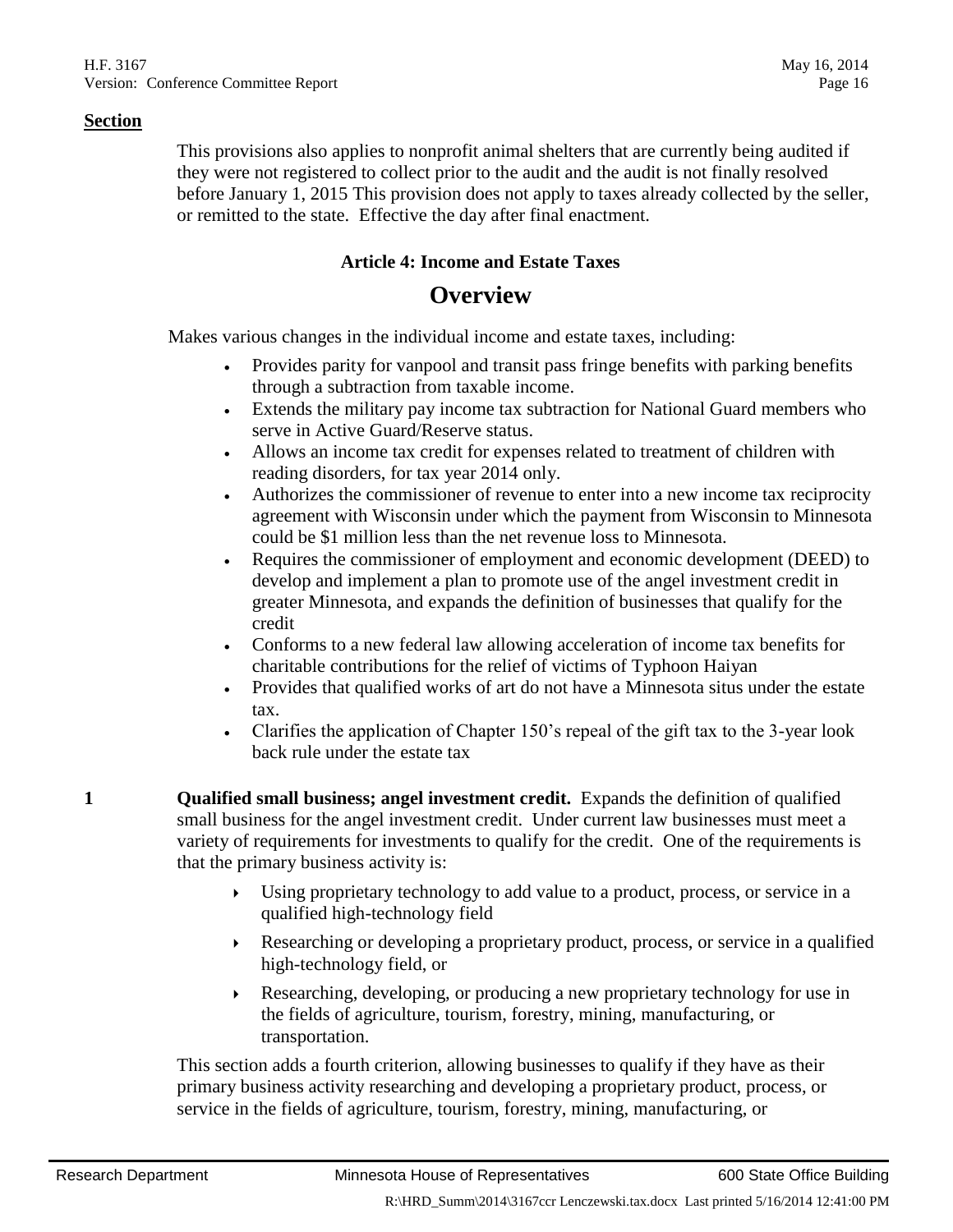**Section**

This provisions also applies to nonprofit animal shelters that are currently being audited if they were not registered to collect prior to the audit and the audit is not finally resolved before January 1, 2015 This provision does not apply to taxes already collected by the seller, or remitted to the state. Effective the day after final enactment.

### Article 4: Income and Estate Taxes

## Overview

Makes various changes in the individual income and estate taxes, including:

- Provides parity for vanpool and transit pass fringe benefits with parking benefits through a subtraction from taxable income.
- Extends the military pay income tax subtraction for National Guard members who serve in Active Guard/Reserve status.
- Allows an income tax credit for expenses related to treatment of children with reading disorders, for tax year 2014 only.
- Authorizes the commissioner of revenue to enter into a new income tax reciprocity agreement with Wisconsin under which the payment from Wisconsin to Minnesota could be $1 million less than the net revenue loss to Minnesota.
- Requires the commissioner of employment and economic development (DEED) to develop and implement a plan to promote use of the angel investment credit in greater Minnesota, and expands the definition of businesses that qualify for the credit
- Conforms to a new federal law allowing acceleration of income tax benefits for charitable contributions for the relief of victims of Typhoon Haiyan
- Provides that qualified works of art do not have a Minnesota situs under the estate tax.
- Clarifies the application of Chapter 150's repeal of the gift tax to the 3-year look back rule under the estate tax

**1** **Qualified small business; angel investment credit.** Expands the definition of qualified small business for the angel investment credit. Under current law businesses must meet a variety of requirements for investments to qualify for the credit. One of the requirements is that the primary business activity is:

- Using proprietary technology to add value to a product, process, or service in a qualified high-technology field
- Researching or developing a proprietary product, process, or service in a qualified high-technology field, or
- Researching, developing, or producing a new proprietary technology for use in the fields of agriculture, tourism, forestry, mining, manufacturing, or transportation.

This section adds a fourth criterion, allowing businesses to qualify if they have as their primary business activity researching and developing a proprietary product, process, or service in the fields of agriculture, tourism, forestry, mining, manufacturing, or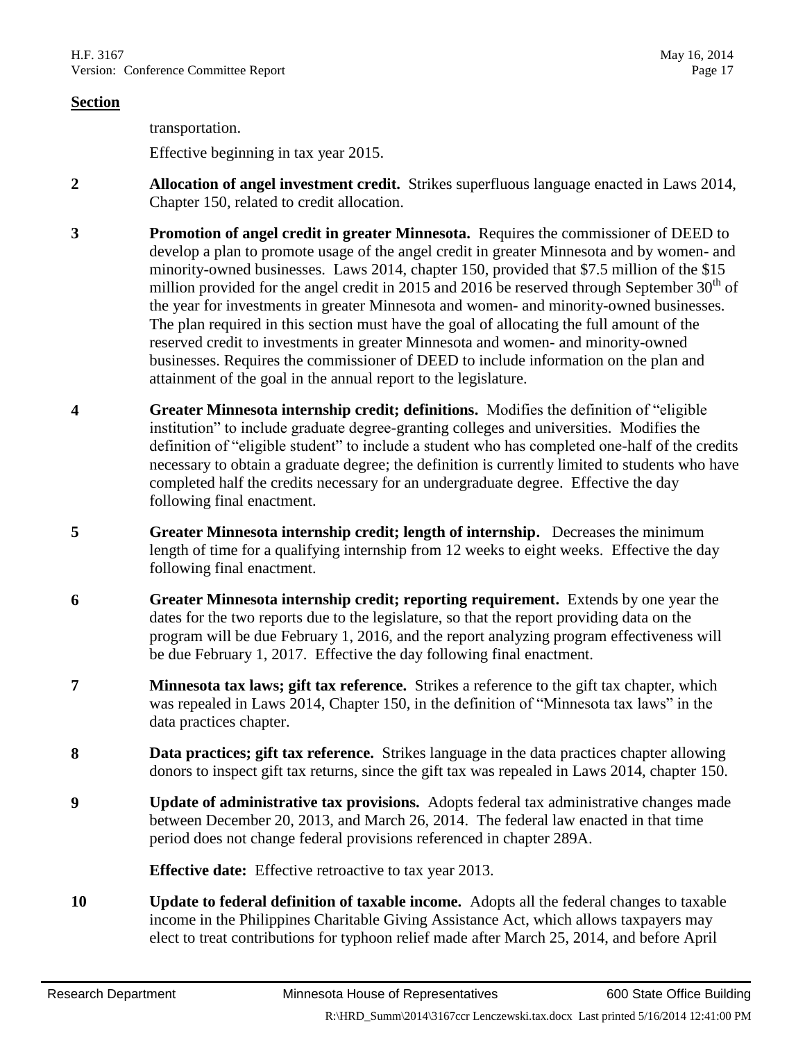**Section**

transportation.

Effective beginning in tax year 2015.

**2** **Allocation of angel investment credit.** Strikes superfluous language enacted in Laws 2014, Chapter 150, related to credit allocation.

**3** **Promotion of angel credit in greater Minnesota.** Requires the commissioner of DEED to develop a plan to promote usage of the angel credit in greater Minnesota and by women- and minority-owned businesses. Laws 2014, chapter 150, provided that $7.5 million of the $15 million provided for the angel credit in 2015 and 2016 be reserved through September 30th of the year for investments in greater Minnesota and women- and minority-owned businesses. The plan required in this section must have the goal of allocating the full amount of the reserved credit to investments in greater Minnesota and women- and minority-owned businesses. Requires the commissioner of DEED to include information on the plan and attainment of the goal in the annual report to the legislature.

**4** **Greater Minnesota internship credit; definitions.** Modifies the definition of "eligible institution" to include graduate degree-granting colleges and universities. Modifies the definition of "eligible student" to include a student who has completed one-half of the credits necessary to obtain a graduate degree; the definition is currently limited to students who have completed half the credits necessary for an undergraduate degree. Effective the day following final enactment.

**5** **Greater Minnesota internship credit; length of internship.** Decreases the minimum length of time for a qualifying internship from 12 weeks to eight weeks. Effective the day following final enactment.

**6** **Greater Minnesota internship credit; reporting requirement.** Extends by one year the dates for the two reports due to the legislature, so that the report providing data on the program will be due February 1, 2016, and the report analyzing program effectiveness will be due February 1, 2017. Effective the day following final enactment.

**7** **Minnesota tax laws; gift tax reference.** Strikes a reference to the gift tax chapter, which was repealed in Laws 2014, Chapter 150, in the definition of "Minnesota tax laws" in the data practices chapter.

**8** **Data practices; gift tax reference.** Strikes language in the data practices chapter allowing donors to inspect gift tax returns, since the gift tax was repealed in Laws 2014, chapter 150.

**9** **Update of administrative tax provisions.** Adopts federal tax administrative changes made between December 20, 2013, and March 26, 2014. The federal law enacted in that time period does not change federal provisions referenced in chapter 289A.

**Effective date:** Effective retroactive to tax year 2013.

**10** **Update to federal definition of taxable income.** Adopts all the federal changes to taxable income in the Philippines Charitable Giving Assistance Act, which allows taxpayers may elect to treat contributions for typhoon relief made after March 25, 2014, and before April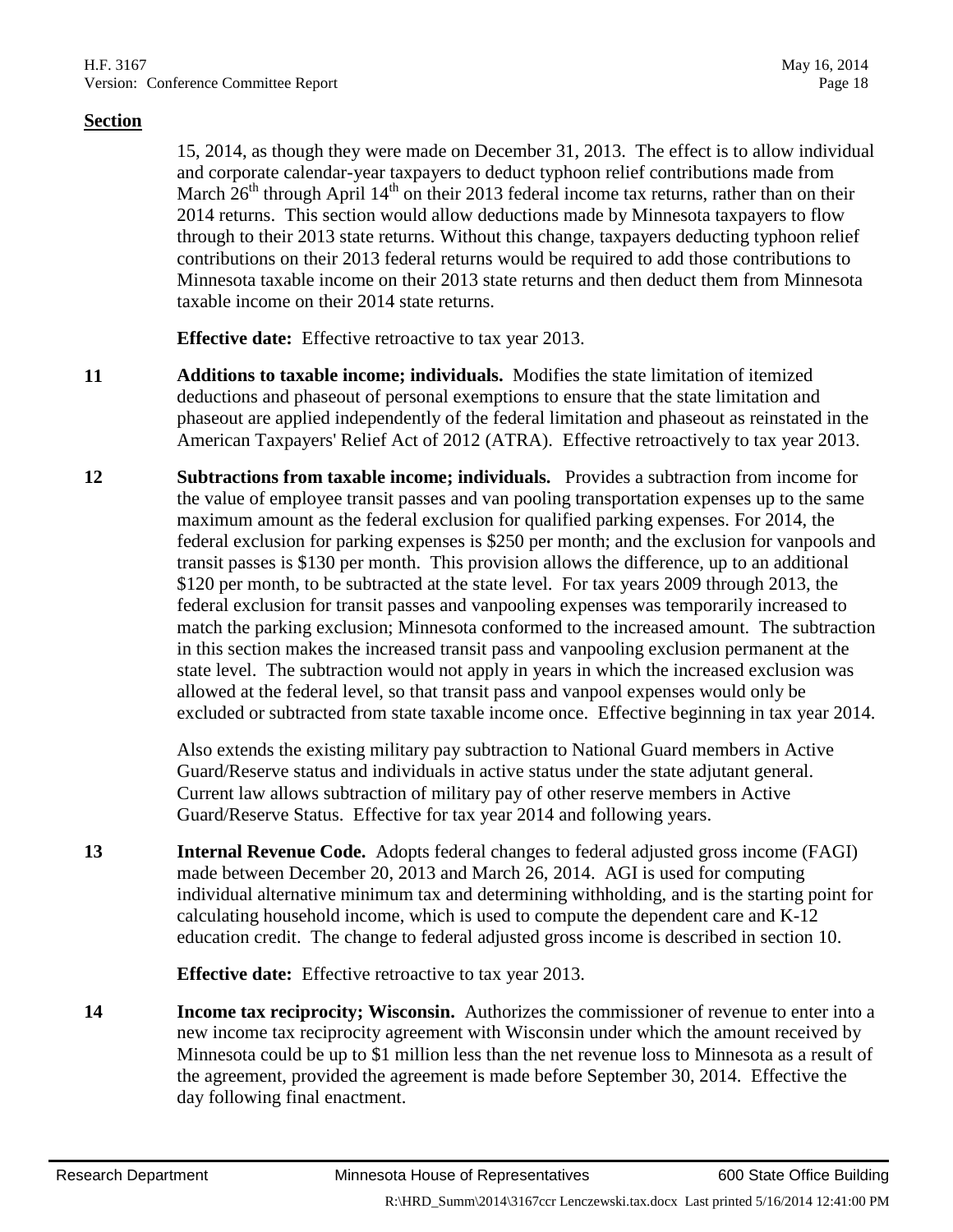**Section**

15, 2014, as though they were made on December 31, 2013. The effect is to allow individual and corporate calendar-year taxpayers to deduct typhoon relief contributions made from March 26th through April 14th on their 2013 federal income tax returns, rather than on their 2014 returns. This section would allow deductions made by Minnesota taxpayers to flow through to their 2013 state returns. Without this change, taxpayers deducting typhoon relief contributions on their 2013 federal returns would be required to add those contributions to Minnesota taxable income on their 2013 state returns and then deduct them from Minnesota taxable income on their 2014 state returns.

**Effective date:** Effective retroactive to tax year 2013.

**11** **Additions to taxable income; individuals.** Modifies the state limitation of itemized deductions and phaseout of personal exemptions to ensure that the state limitation and phaseout are applied independently of the federal limitation and phaseout as reinstated in the American Taxpayers' Relief Act of 2012 (ATRA). Effective retroactively to tax year 2013.

**12** **Subtractions from taxable income; individuals.** Provides a subtraction from income for the value of employee transit passes and van pooling transportation expenses up to the same maximum amount as the federal exclusion for qualified parking expenses. For 2014, the federal exclusion for parking expenses is $250 per month; and the exclusion for vanpools and transit passes is $130 per month. This provision allows the difference, up to an additional $120 per month, to be subtracted at the state level. For tax years 2009 through 2013, the federal exclusion for transit passes and vanpooling expenses was temporarily increased to match the parking exclusion; Minnesota conformed to the increased amount. The subtraction in this section makes the increased transit pass and vanpooling exclusion permanent at the state level. The subtraction would not apply in years in which the increased exclusion was allowed at the federal level, so that transit pass and vanpool expenses would only be excluded or subtracted from state taxable income once. Effective beginning in tax year 2014.

Also extends the existing military pay subtraction to National Guard members in Active Guard/Reserve status and individuals in active status under the state adjutant general. Current law allows subtraction of military pay of other reserve members in Active Guard/Reserve Status. Effective for tax year 2014 and following years.

**13** **Internal Revenue Code.** Adopts federal changes to federal adjusted gross income (FAGI) made between December 20, 2013 and March 26, 2014. AGI is used for computing individual alternative minimum tax and determining withholding, and is the starting point for calculating household income, which is used to compute the dependent care and K-12 education credit. The change to federal adjusted gross income is described in section 10.

**Effective date:** Effective retroactive to tax year 2013.

**14** **Income tax reciprocity; Wisconsin.** Authorizes the commissioner of revenue to enter into a new income tax reciprocity agreement with Wisconsin under which the amount received by Minnesota could be up to $1 million less than the net revenue loss to Minnesota as a result of the agreement, provided the agreement is made before September 30, 2014. Effective the day following final enactment.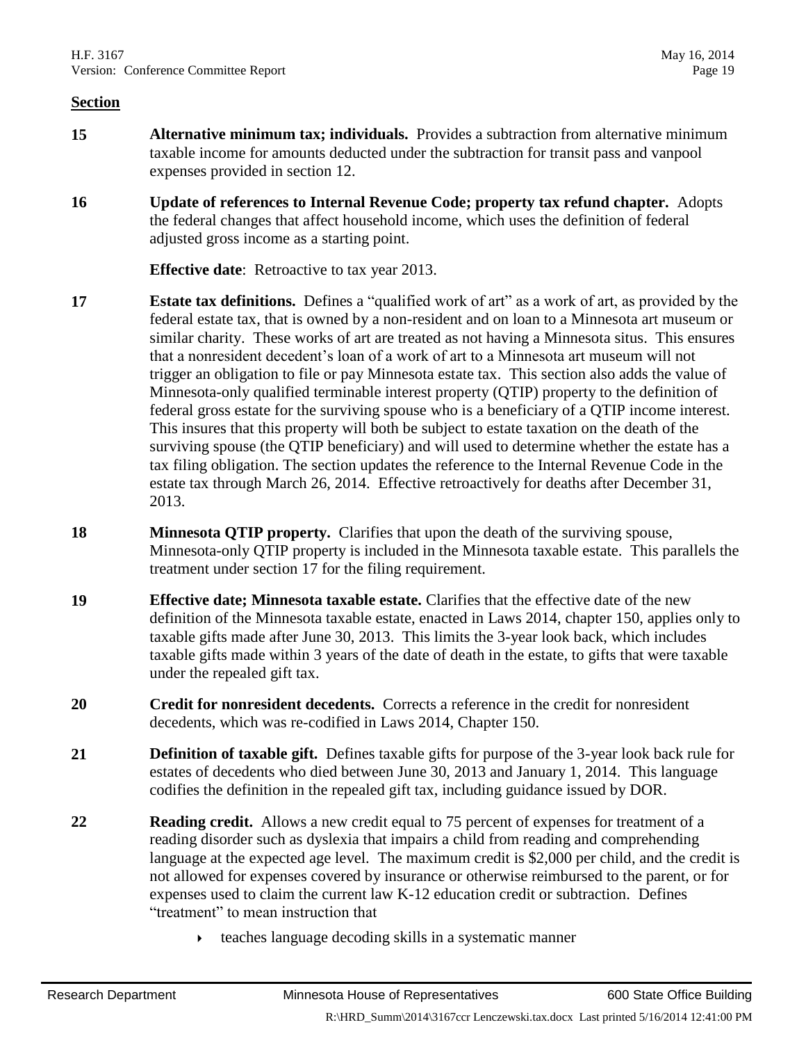**Section**

**15** **Alternative minimum tax; individuals.** Provides a subtraction from alternative minimum taxable income for amounts deducted under the subtraction for transit pass and vanpool expenses provided in section 12.

**16** **Update of references to Internal Revenue Code; property tax refund chapter.** Adopts the federal changes that affect household income, which uses the definition of federal adjusted gross income as a starting point.

**Effective date**: Retroactive to tax year 2013.

**17** **Estate tax definitions.** Defines a "qualified work of art" as a work of art, as provided by the federal estate tax, that is owned by a non-resident and on loan to a Minnesota art museum or similar charity. These works of art are treated as not having a Minnesota situs. This ensures that a nonresident decedent's loan of a work of art to a Minnesota art museum will not trigger an obligation to file or pay Minnesota estate tax. This section also adds the value of Minnesota-only qualified terminable interest property (QTIP) property to the definition of federal gross estate for the surviving spouse who is a beneficiary of a QTIP income interest. This insures that this property will both be subject to estate taxation on the death of the surviving spouse (the QTIP beneficiary) and will used to determine whether the estate has a tax filing obligation. The section updates the reference to the Internal Revenue Code in the estate tax through March 26, 2014. Effective retroactively for deaths after December 31, 2013.

**18** **Minnesota QTIP property.** Clarifies that upon the death of the surviving spouse, Minnesota-only QTIP property is included in the Minnesota taxable estate. This parallels the treatment under section 17 for the filing requirement.

**19** **Effective date; Minnesota taxable estate.** Clarifies that the effective date of the new definition of the Minnesota taxable estate, enacted in Laws 2014, chapter 150, applies only to taxable gifts made after June 30, 2013. This limits the 3-year look back, which includes taxable gifts made within 3 years of the date of death in the estate, to gifts that were taxable under the repealed gift tax.

**20** **Credit for nonresident decedents.** Corrects a reference in the credit for nonresident decedents, which was re-codified in Laws 2014, Chapter 150.

**21** **Definition of taxable gift.** Defines taxable gifts for purpose of the 3-year look back rule for estates of decedents who died between June 30, 2013 and January 1, 2014. This language codifies the definition in the repealed gift tax, including guidance issued by DOR.

**22** **Reading credit.** Allows a new credit equal to 75 percent of expenses for treatment of a reading disorder such as dyslexia that impairs a child from reading and comprehending language at the expected age level. The maximum credit is $2,000 per child, and the credit is not allowed for expenses covered by insurance or otherwise reimbursed to the parent, or for expenses used to claim the current law K-12 education credit or subtraction. Defines "treatment" to mean instruction that

- teaches language decoding skills in a systematic manner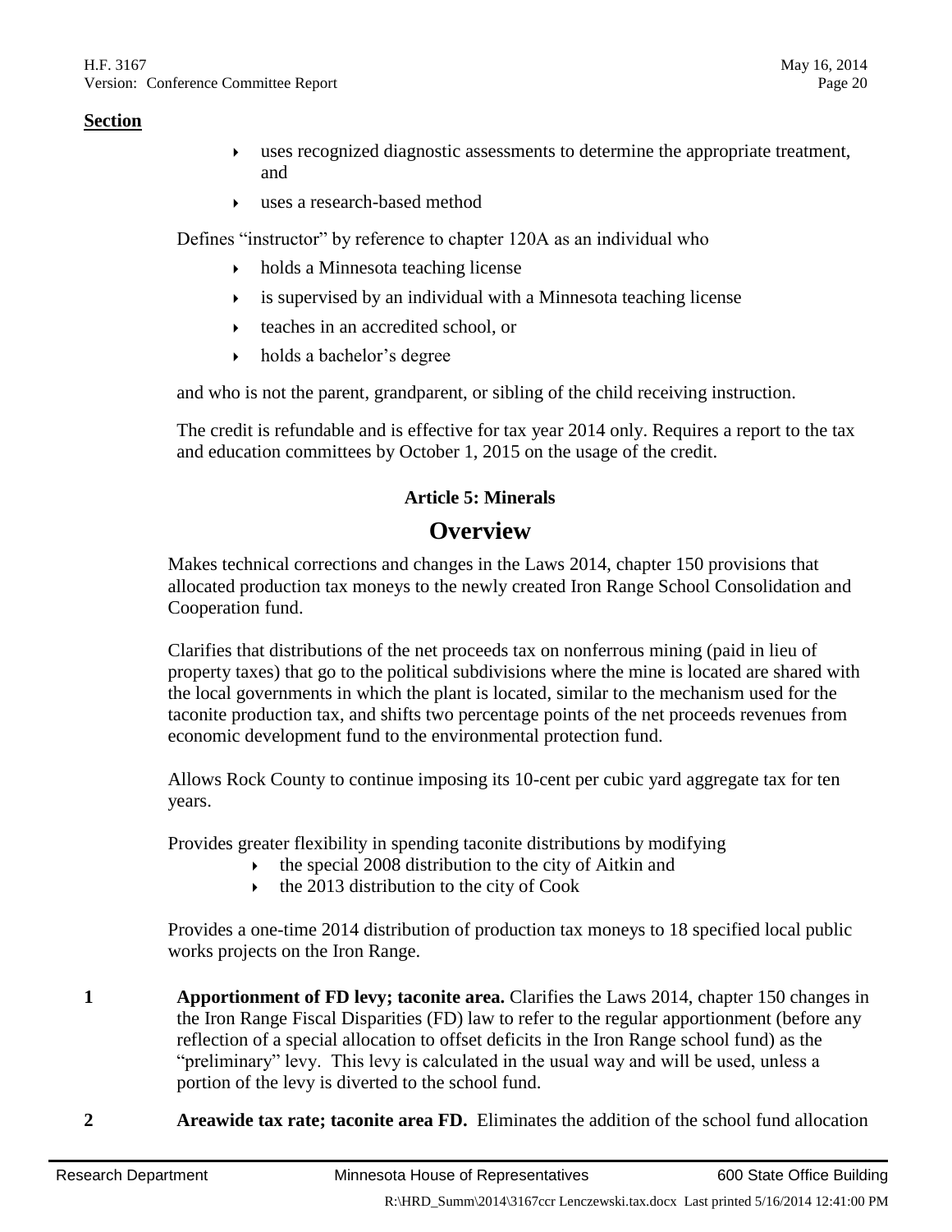**Section**

- uses recognized diagnostic assessments to determine the appropriate treatment, and
- uses a research-based method

Defines "instructor" by reference to chapter 120A as an individual who

- holds a Minnesota teaching license
- is supervised by an individual with a Minnesota teaching license
- teaches in an accredited school, or
- holds a bachelor's degree

and who is not the parent, grandparent, or sibling of the child receiving instruction.

The credit is refundable and is effective for tax year 2014 only. Requires a report to the tax and education committees by October 1, 2015 on the usage of the credit.

### Article 5: Minerals

## Overview

Makes technical corrections and changes in the Laws 2014, chapter 150 provisions that allocated production tax moneys to the newly created Iron Range School Consolidation and Cooperation fund.

Clarifies that distributions of the net proceeds tax on nonferrous mining (paid in lieu of property taxes) that go to the political subdivisions where the mine is located are shared with the local governments in which the plant is located, similar to the mechanism used for the taconite production tax, and shifts two percentage points of the net proceeds revenues from economic development fund to the environmental protection fund.

Allows Rock County to continue imposing its 10-cent per cubic yard aggregate tax for ten years.

Provides greater flexibility in spending taconite distributions by modifying

- the special 2008 distribution to the city of Aitkin and
- the 2013 distribution to the city of Cook

Provides a one-time 2014 distribution of production tax moneys to 18 specified local public works projects on the Iron Range.

**1** **Apportionment of FD levy; taconite area.** Clarifies the Laws 2014, chapter 150 changes in the Iron Range Fiscal Disparities (FD) law to refer to the regular apportionment (before any reflection of a special allocation to offset deficits in the Iron Range school fund) as the "preliminary" levy. This levy is calculated in the usual way and will be used, unless a portion of the levy is diverted to the school fund.

**2** **Areawide tax rate; taconite area FD.** Eliminates the addition of the school fund allocation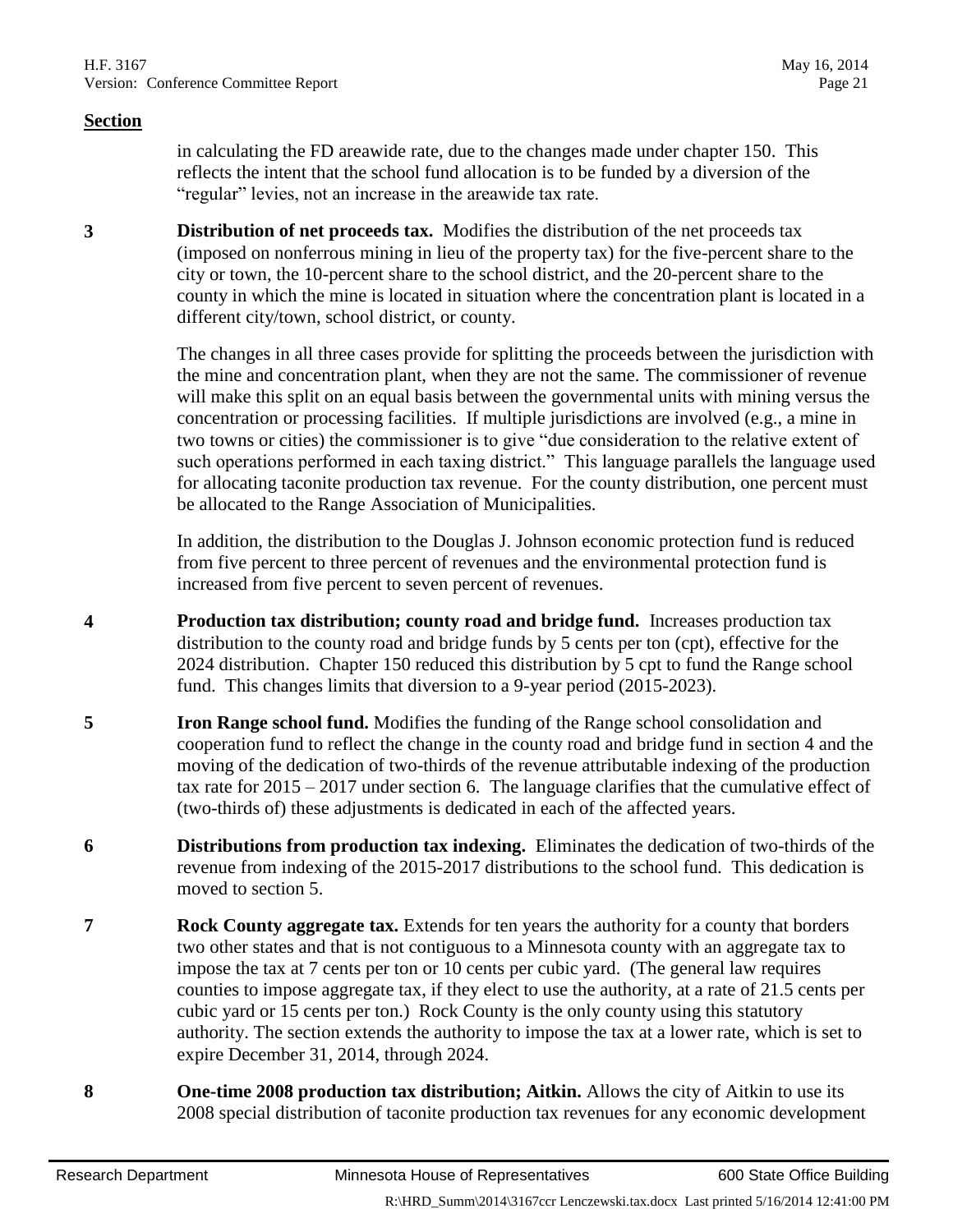**Section**

in calculating the FD areawide rate, due to the changes made under chapter 150. This reflects the intent that the school fund allocation is to be funded by a diversion of the "regular" levies, not an increase in the areawide tax rate.

**3** **Distribution of net proceeds tax.** Modifies the distribution of the net proceeds tax (imposed on nonferrous mining in lieu of the property tax) for the five-percent share to the city or town, the 10-percent share to the school district, and the 20-percent share to the county in which the mine is located in situation where the concentration plant is located in a different city/town, school district, or county.

The changes in all three cases provide for splitting the proceeds between the jurisdiction with the mine and concentration plant, when they are not the same. The commissioner of revenue will make this split on an equal basis between the governmental units with mining versus the concentration or processing facilities. If multiple jurisdictions are involved (e.g., a mine in two towns or cities) the commissioner is to give "due consideration to the relative extent of such operations performed in each taxing district." This language parallels the language used for allocating taconite production tax revenue. For the county distribution, one percent must be allocated to the Range Association of Municipalities.

In addition, the distribution to the Douglas J. Johnson economic protection fund is reduced from five percent to three percent of revenues and the environmental protection fund is increased from five percent to seven percent of revenues.

**4** **Production tax distribution; county road and bridge fund.** Increases production tax distribution to the county road and bridge funds by 5 cents per ton (cpt), effective for the 2024 distribution. Chapter 150 reduced this distribution by 5 cpt to fund the Range school fund. This changes limits that diversion to a 9-year period (2015-2023).

**5** **Iron Range school fund.** Modifies the funding of the Range school consolidation and cooperation fund to reflect the change in the county road and bridge fund in section 4 and the moving of the dedication of two-thirds of the revenue attributable indexing of the production tax rate for 2015 – 2017 under section 6. The language clarifies that the cumulative effect of (two-thirds of) these adjustments is dedicated in each of the affected years.

**6** **Distributions from production tax indexing.** Eliminates the dedication of two-thirds of the revenue from indexing of the 2015-2017 distributions to the school fund. This dedication is moved to section 5.

**7** **Rock County aggregate tax.** Extends for ten years the authority for a county that borders two other states and that is not contiguous to a Minnesota county with an aggregate tax to impose the tax at 7 cents per ton or 10 cents per cubic yard. (The general law requires counties to impose aggregate tax, if they elect to use the authority, at a rate of 21.5 cents per cubic yard or 15 cents per ton.) Rock County is the only county using this statutory authority. The section extends the authority to impose the tax at a lower rate, which is set to expire December 31, 2014, through 2024.

**8** **One-time 2008 production tax distribution; Aitkin.** Allows the city of Aitkin to use its 2008 special distribution of taconite production tax revenues for any economic development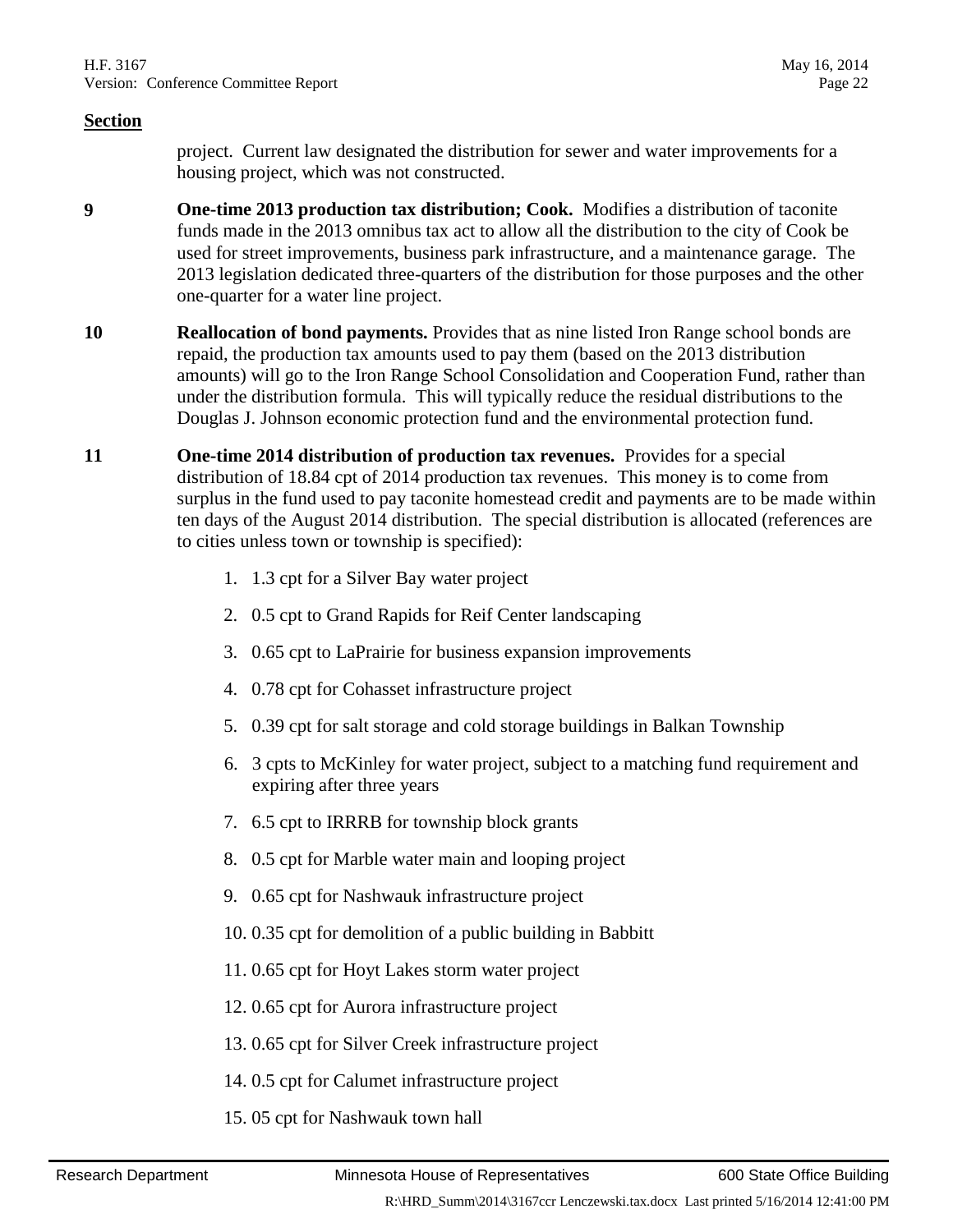**Section**

project. Current law designated the distribution for sewer and water improvements for a housing project, which was not constructed.

**9** **One-time 2013 production tax distribution; Cook.** Modifies a distribution of taconite funds made in the 2013 omnibus tax act to allow all the distribution to the city of Cook be used for street improvements, business park infrastructure, and a maintenance garage. The 2013 legislation dedicated three-quarters of the distribution for those purposes and the other one-quarter for a water line project.

**10** **Reallocation of bond payments.** Provides that as nine listed Iron Range school bonds are repaid, the production tax amounts used to pay them (based on the 2013 distribution amounts) will go to the Iron Range School Consolidation and Cooperation Fund, rather than under the distribution formula. This will typically reduce the residual distributions to the Douglas J. Johnson economic protection fund and the environmental protection fund.

**11** **One-time 2014 distribution of production tax revenues.** Provides for a special distribution of 18.84 cpt of 2014 production tax revenues. This money is to come from surplus in the fund used to pay taconite homestead credit and payments are to be made within ten days of the August 2014 distribution. The special distribution is allocated (references are to cities unless town or township is specified):

1. 1.3 cpt for a Silver Bay water project
2. 0.5 cpt to Grand Rapids for Reif Center landscaping
3. 0.65 cpt to LaPrairie for business expansion improvements
4. 0.78 cpt for Cohasset infrastructure project
5. 0.39 cpt for salt storage and cold storage buildings in Balkan Township
6. 3 cpts to McKinley for water project, subject to a matching fund requirement and expiring after three years
7. 6.5 cpt to IRRRB for township block grants
8. 0.5 cpt for Marble water main and looping project
9. 0.65 cpt for Nashwauk infrastructure project
10. 0.35 cpt for demolition of a public building in Babbitt
11. 0.65 cpt for Hoyt Lakes storm water project
12. 0.65 cpt for Aurora infrastructure project
13. 0.65 cpt for Silver Creek infrastructure project
14. 0.5 cpt for Calumet infrastructure project
15. 05 cpt for Nashwauk town hall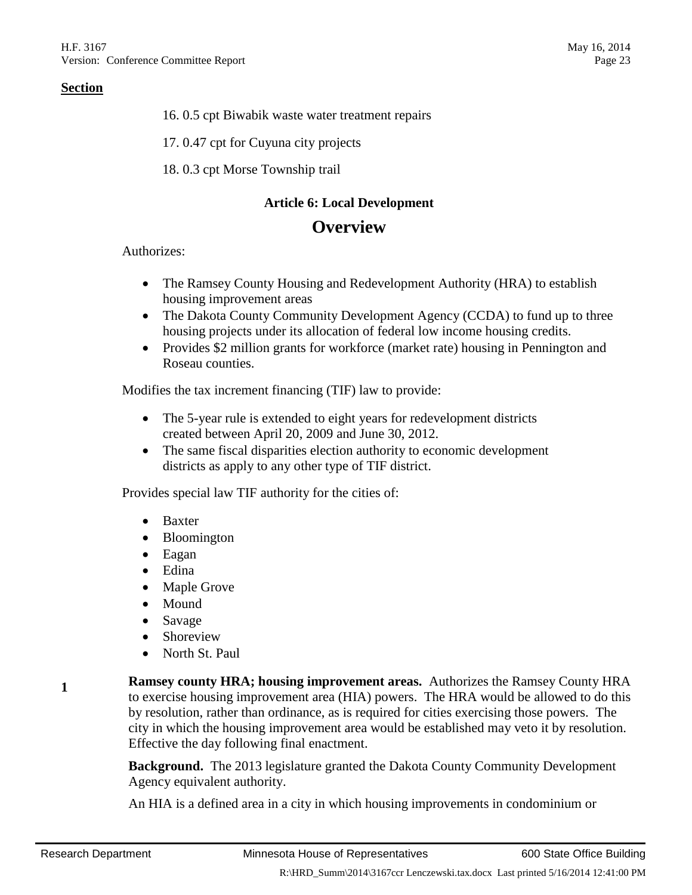**Section**

16. 0.5 cpt Biwabik waste water treatment repairs
17. 0.47 cpt for Cuyuna city projects
18. 0.3 cpt Morse Township trail

### Article 6: Local Development

## Overview

Authorizes:

- The Ramsey County Housing and Redevelopment Authority (HRA) to establish housing improvement areas
- The Dakota County Community Development Agency (CCDA) to fund up to three housing projects under its allocation of federal low income housing credits.
- Provides $2 million grants for workforce (market rate) housing in Pennington and Roseau counties.

Modifies the tax increment financing (TIF) law to provide:

- The 5-year rule is extended to eight years for redevelopment districts created between April 20, 2009 and June 30, 2012.
- The same fiscal disparities election authority to economic development districts as apply to any other type of TIF district.

Provides special law TIF authority for the cities of:

- Baxter
- Bloomington
- Eagan
- Edina
- Maple Grove
- Mound
- Savage
- Shoreview
- North St. Paul

**1** **Ramsey county HRA; housing improvement areas.** Authorizes the Ramsey County HRA to exercise housing improvement area (HIA) powers. The HRA would be allowed to do this by resolution, rather than ordinance, as is required for cities exercising those powers. The city in which the housing improvement area would be established may veto it by resolution. Effective the day following final enactment.

**Background.** The 2013 legislature granted the Dakota County Community Development Agency equivalent authority.

An HIA is a defined area in a city in which housing improvements in condominium or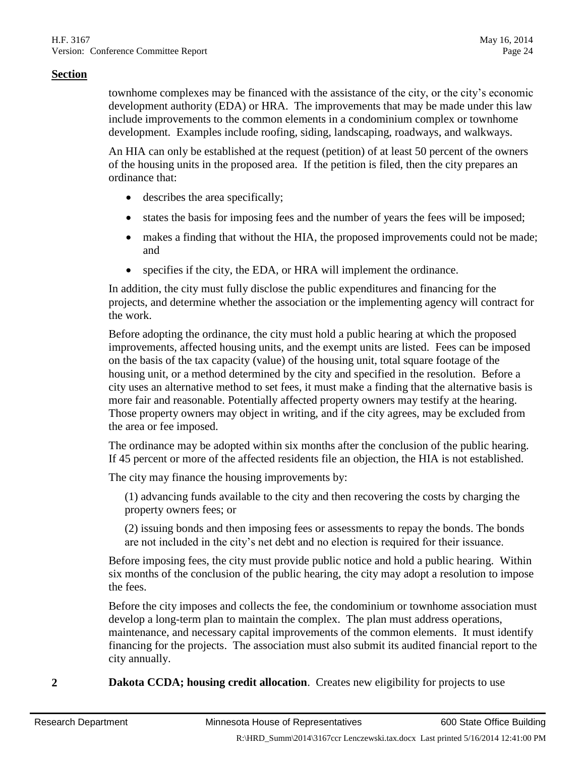**Section**

townhome complexes may be financed with the assistance of the city, or the city's economic development authority (EDA) or HRA. The improvements that may be made under this law include improvements to the common elements in a condominium complex or townhome development. Examples include roofing, siding, landscaping, roadways, and walkways.

An HIA can only be established at the request (petition) of at least 50 percent of the owners of the housing units in the proposed area. If the petition is filed, then the city prepares an ordinance that:

- describes the area specifically;
- states the basis for imposing fees and the number of years the fees will be imposed;
- makes a finding that without the HIA, the proposed improvements could not be made; and
- specifies if the city, the EDA, or HRA will implement the ordinance.

In addition, the city must fully disclose the public expenditures and financing for the projects, and determine whether the association or the implementing agency will contract for the work.

Before adopting the ordinance, the city must hold a public hearing at which the proposed improvements, affected housing units, and the exempt units are listed. Fees can be imposed on the basis of the tax capacity (value) of the housing unit, total square footage of the housing unit, or a method determined by the city and specified in the resolution. Before a city uses an alternative method to set fees, it must make a finding that the alternative basis is more fair and reasonable. Potentially affected property owners may testify at the hearing. Those property owners may object in writing, and if the city agrees, may be excluded from the area or fee imposed.

The ordinance may be adopted within six months after the conclusion of the public hearing. If 45 percent or more of the affected residents file an objection, the HIA is not established.

The city may finance the housing improvements by:

(1) advancing funds available to the city and then recovering the costs by charging the property owners fees; or

(2) issuing bonds and then imposing fees or assessments to repay the bonds. The bonds are not included in the city's net debt and no election is required for their issuance.

Before imposing fees, the city must provide public notice and hold a public hearing. Within six months of the conclusion of the public hearing, the city may adopt a resolution to impose the fees.

Before the city imposes and collects the fee, the condominium or townhome association must develop a long-term plan to maintain the complex. The plan must address operations, maintenance, and necessary capital improvements of the common elements. It must identify financing for the projects. The association must also submit its audited financial report to the city annually.

**2** **Dakota CCDA; housing credit allocation**. Creates new eligibility for projects to use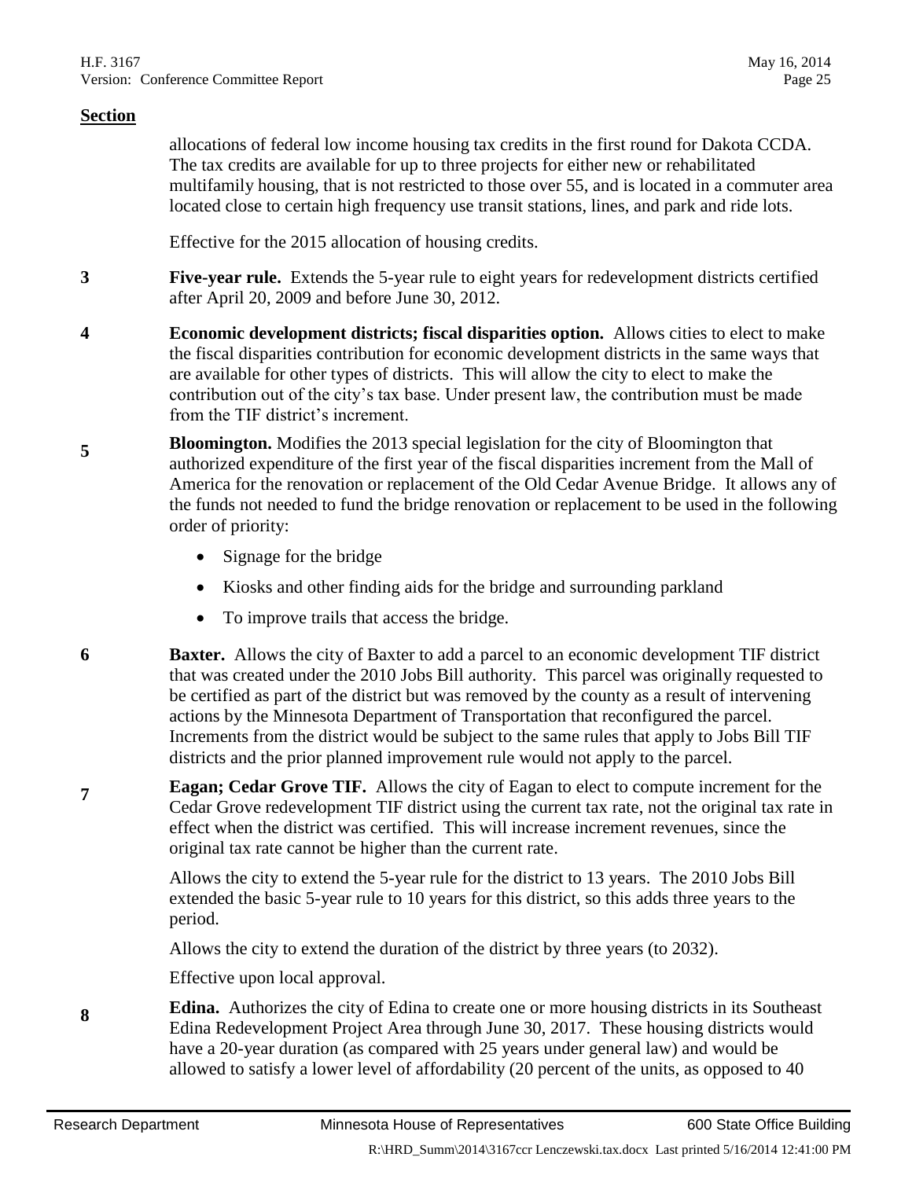**Section**

allocations of federal low income housing tax credits in the first round for Dakota CCDA. The tax credits are available for up to three projects for either new or rehabilitated multifamily housing, that is not restricted to those over 55, and is located in a commuter area located close to certain high frequency use transit stations, lines, and park and ride lots.

Effective for the 2015 allocation of housing credits.

**3** **Five-year rule.** Extends the 5-year rule to eight years for redevelopment districts certified after April 20, 2009 and before June 30, 2012.

**4** **Economic development districts; fiscal disparities option.** Allows cities to elect to make the fiscal disparities contribution for economic development districts in the same ways that are available for other types of districts. This will allow the city to elect to make the contribution out of the city's tax base. Under present law, the contribution must be made from the TIF district's increment.

**5** **Bloomington.** Modifies the 2013 special legislation for the city of Bloomington that authorized expenditure of the first year of the fiscal disparities increment from the Mall of America for the renovation or replacement of the Old Cedar Avenue Bridge. It allows any of the funds not needed to fund the bridge renovation or replacement to be used in the following order of priority:

- Signage for the bridge
- Kiosks and other finding aids for the bridge and surrounding parkland
- To improve trails that access the bridge.

**6** **Baxter.** Allows the city of Baxter to add a parcel to an economic development TIF district that was created under the 2010 Jobs Bill authority. This parcel was originally requested to be certified as part of the district but was removed by the county as a result of intervening actions by the Minnesota Department of Transportation that reconfigured the parcel. Increments from the district would be subject to the same rules that apply to Jobs Bill TIF districts and the prior planned improvement rule would not apply to the parcel.

**7** **Eagan; Cedar Grove TIF.** Allows the city of Eagan to elect to compute increment for the Cedar Grove redevelopment TIF district using the current tax rate, not the original tax rate in effect when the district was certified. This will increase increment revenues, since the original tax rate cannot be higher than the current rate.

Allows the city to extend the 5-year rule for the district to 13 years. The 2010 Jobs Bill extended the basic 5-year rule to 10 years for this district, so this adds three years to the period.

Allows the city to extend the duration of the district by three years (to 2032).

Effective upon local approval.

**8** **Edina.** Authorizes the city of Edina to create one or more housing districts in its Southeast Edina Redevelopment Project Area through June 30, 2017. These housing districts would have a 20-year duration (as compared with 25 years under general law) and would be allowed to satisfy a lower level of affordability (20 percent of the units, as opposed to 40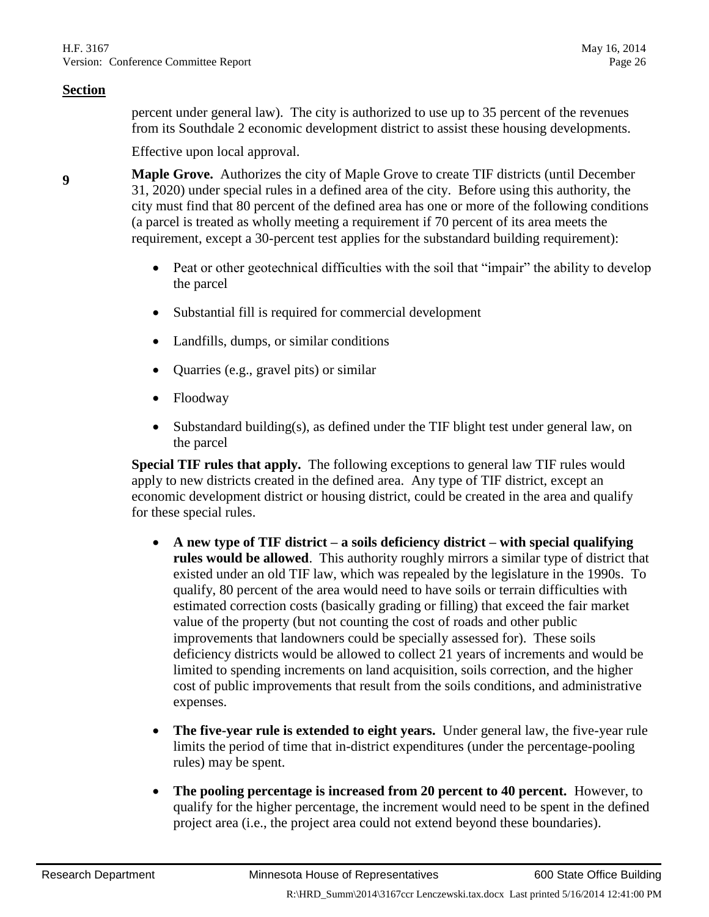**Section**

percent under general law). The city is authorized to use up to 35 percent of the revenues from its Southdale 2 economic development district to assist these housing developments.

Effective upon local approval.

9 **Maple Grove.** Authorizes the city of Maple Grove to create TIF districts (until December 31, 2020) under special rules in a defined area of the city. Before using this authority, the city must find that 80 percent of the defined area has one or more of the following conditions (a parcel is treated as wholly meeting a requirement if 70 percent of its area meets the requirement, except a 30-percent test applies for the substandard building requirement):

- Peat or other geotechnical difficulties with the soil that "impair" the ability to develop the parcel
- Substantial fill is required for commercial development
- Landfills, dumps, or similar conditions
- Quarries (e.g., gravel pits) or similar
- Floodway
- Substandard building(s), as defined under the TIF blight test under general law, on the parcel

**Special TIF rules that apply.** The following exceptions to general law TIF rules would apply to new districts created in the defined area. Any type of TIF district, except an economic development district or housing district, could be created in the area and qualify for these special rules.

- **A new type of TIF district – a soils deficiency district – with special qualifying rules would be allowed**. This authority roughly mirrors a similar type of district that existed under an old TIF law, which was repealed by the legislature in the 1990s. To qualify, 80 percent of the area would need to have soils or terrain difficulties with estimated correction costs (basically grading or filling) that exceed the fair market value of the property (but not counting the cost of roads and other public improvements that landowners could be specially assessed for). These soils deficiency districts would be allowed to collect 21 years of increments and would be limited to spending increments on land acquisition, soils correction, and the higher cost of public improvements that result from the soils conditions, and administrative expenses.
- **The five-year rule is extended to eight years.** Under general law, the five-year rule limits the period of time that in-district expenditures (under the percentage-pooling rules) may be spent.
- **The pooling percentage is increased from 20 percent to 40 percent.** However, to qualify for the higher percentage, the increment would need to be spent in the defined project area (i.e., the project area could not extend beyond these boundaries).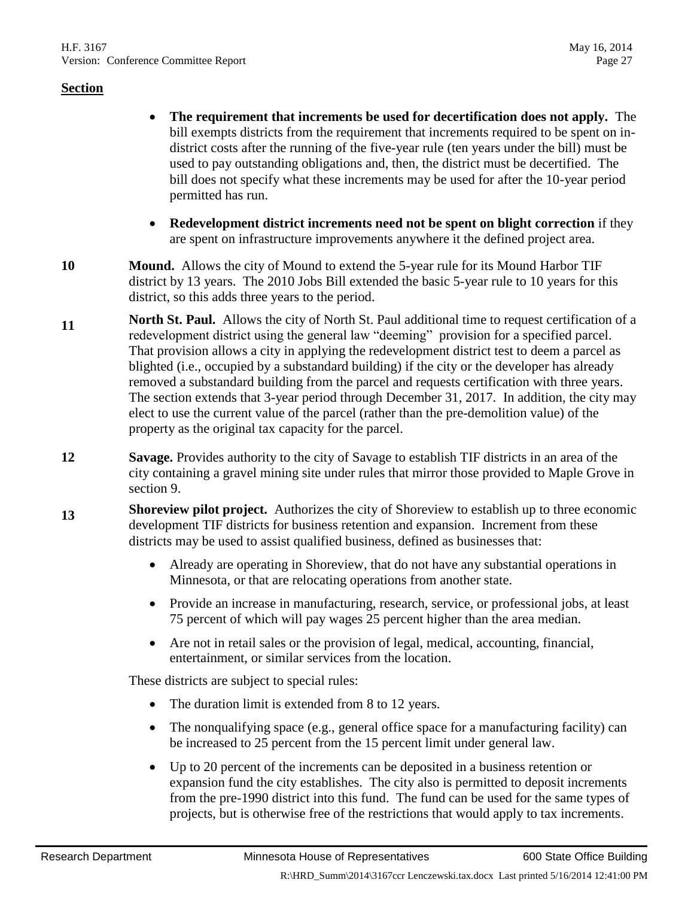**Section**

- **The requirement that increments be used for decertification does not apply.** The bill exempts districts from the requirement that increments required to be spent on in-district costs after the running of the five-year rule (ten years under the bill) must be used to pay outstanding obligations and, then, the district must be decertified. The bill does not specify what these increments may be used for after the 10-year period permitted has run.

- **Redevelopment district increments need not be spent on blight correction** if they are spent on infrastructure improvements anywhere it the defined project area.

**10** **Mound.** Allows the city of Mound to extend the 5-year rule for its Mound Harbor TIF district by 13 years. The 2010 Jobs Bill extended the basic 5-year rule to 10 years for this district, so this adds three years to the period.

**11** **North St. Paul.** Allows the city of North St. Paul additional time to request certification of a redevelopment district using the general law "deeming" provision for a specified parcel. That provision allows a city in applying the redevelopment district test to deem a parcel as blighted (i.e., occupied by a substandard building) if the city or the developer has already removed a substandard building from the parcel and requests certification with three years. The section extends that 3-year period through December 31, 2017. In addition, the city may elect to use the current value of the parcel (rather than the pre-demolition value) of the property as the original tax capacity for the parcel.

**12** **Savage.** Provides authority to the city of Savage to establish TIF districts in an area of the city containing a gravel mining site under rules that mirror those provided to Maple Grove in section 9.

**13** **Shoreview pilot project.** Authorizes the city of Shoreview to establish up to three economic development TIF districts for business retention and expansion. Increment from these districts may be used to assist qualified business, defined as businesses that:

- Already are operating in Shoreview, that do not have any substantial operations in Minnesota, or that are relocating operations from another state.
- Provide an increase in manufacturing, research, service, or professional jobs, at least 75 percent of which will pay wages 25 percent higher than the area median.
- Are not in retail sales or the provision of legal, medical, accounting, financial, entertainment, or similar services from the location.

These districts are subject to special rules:

- The duration limit is extended from 8 to 12 years.
- The nonqualifying space (e.g., general office space for a manufacturing facility) can be increased to 25 percent from the 15 percent limit under general law.
- Up to 20 percent of the increments can be deposited in a business retention or expansion fund the city establishes. The city also is permitted to deposit increments from the pre-1990 district into this fund. The fund can be used for the same types of projects, but is otherwise free of the restrictions that would apply to tax increments.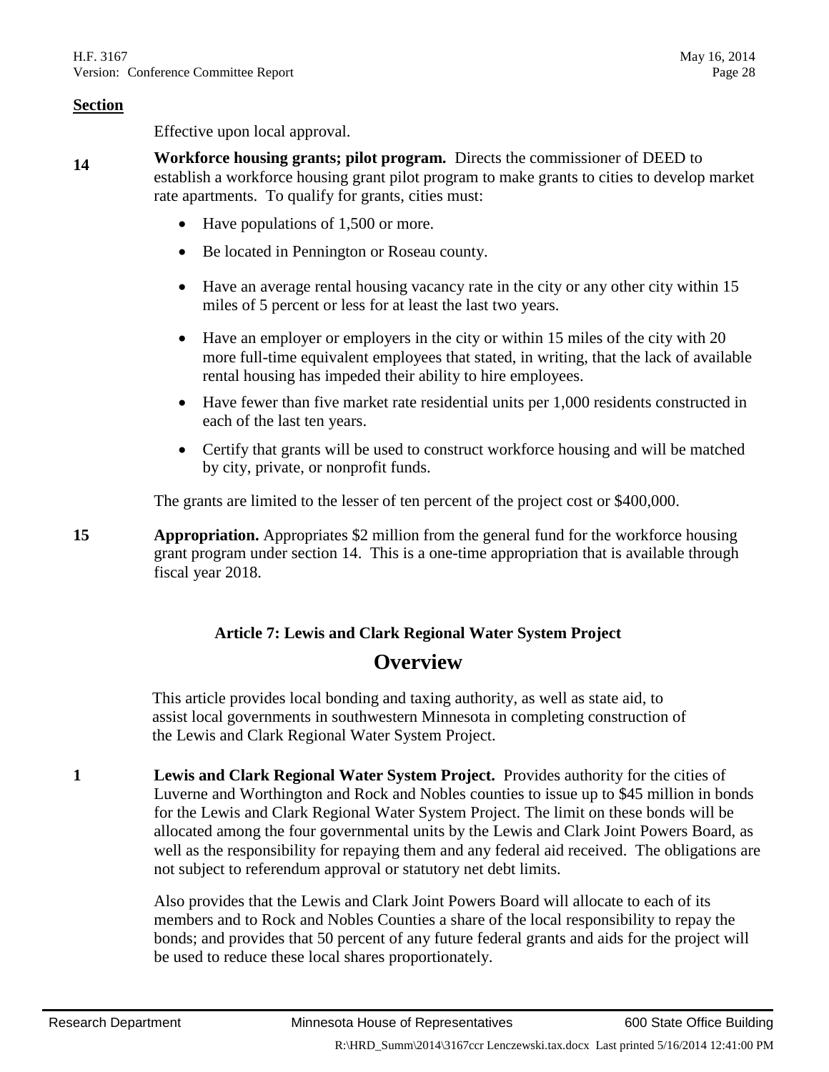**Section**

Effective upon local approval.

**14** **Workforce housing grants; pilot program.** Directs the commissioner of DEED to establish a workforce housing grant pilot program to make grants to cities to develop market rate apartments. To qualify for grants, cities must:

- Have populations of 1,500 or more.
- Be located in Pennington or Roseau county.
- Have an average rental housing vacancy rate in the city or any other city within 15 miles of 5 percent or less for at least the last two years.
- Have an employer or employers in the city or within 15 miles of the city with 20 more full-time equivalent employees that stated, in writing, that the lack of available rental housing has impeded their ability to hire employees.
- Have fewer than five market rate residential units per 1,000 residents constructed in each of the last ten years.
- Certify that grants will be used to construct workforce housing and will be matched by city, private, or nonprofit funds.

The grants are limited to the lesser of ten percent of the project cost or $400,000.

**15** **Appropriation.** Appropriates $2 million from the general fund for the workforce housing grant program under section 14. This is a one-time appropriation that is available through fiscal year 2018.

### Article 7: Lewis and Clark Regional Water System Project

## Overview

This article provides local bonding and taxing authority, as well as state aid, to assist local governments in southwestern Minnesota in completing construction of the Lewis and Clark Regional Water System Project.

**1** **Lewis and Clark Regional Water System Project.** Provides authority for the cities of Luverne and Worthington and Rock and Nobles counties to issue up to $45 million in bonds for the Lewis and Clark Regional Water System Project. The limit on these bonds will be allocated among the four governmental units by the Lewis and Clark Joint Powers Board, as well as the responsibility for repaying them and any federal aid received. The obligations are not subject to referendum approval or statutory net debt limits.

Also provides that the Lewis and Clark Joint Powers Board will allocate to each of its members and to Rock and Nobles Counties a share of the local responsibility to repay the bonds; and provides that 50 percent of any future federal grants and aids for the project will be used to reduce these local shares proportionately.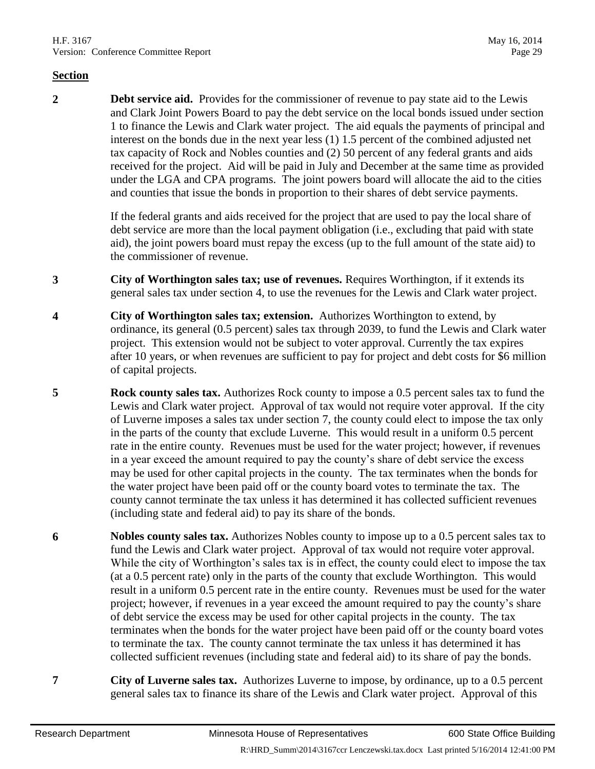**Section**

**2** **Debt service aid.** Provides for the commissioner of revenue to pay state aid to the Lewis and Clark Joint Powers Board to pay the debt service on the local bonds issued under section 1 to finance the Lewis and Clark water project. The aid equals the payments of principal and interest on the bonds due in the next year less (1) 1.5 percent of the combined adjusted net tax capacity of Rock and Nobles counties and (2) 50 percent of any federal grants and aids received for the project. Aid will be paid in July and December at the same time as provided under the LGA and CPA programs. The joint powers board will allocate the aid to the cities and counties that issue the bonds in proportion to their shares of debt service payments.

If the federal grants and aids received for the project that are used to pay the local share of debt service are more than the local payment obligation (i.e., excluding that paid with state aid), the joint powers board must repay the excess (up to the full amount of the state aid) to the commissioner of revenue.

**3** **City of Worthington sales tax; use of revenues.** Requires Worthington, if it extends its general sales tax under section 4, to use the revenues for the Lewis and Clark water project.

**4** **City of Worthington sales tax; extension.** Authorizes Worthington to extend, by ordinance, its general (0.5 percent) sales tax through 2039, to fund the Lewis and Clark water project. This extension would not be subject to voter approval. Currently the tax expires after 10 years, or when revenues are sufficient to pay for project and debt costs for $6 million of capital projects.

**5** **Rock county sales tax.** Authorizes Rock county to impose a 0.5 percent sales tax to fund the Lewis and Clark water project. Approval of tax would not require voter approval. If the city of Luverne imposes a sales tax under section 7, the county could elect to impose the tax only in the parts of the county that exclude Luverne. This would result in a uniform 0.5 percent rate in the entire county. Revenues must be used for the water project; however, if revenues in a year exceed the amount required to pay the county's share of debt service the excess may be used for other capital projects in the county. The tax terminates when the bonds for the water project have been paid off or the county board votes to terminate the tax. The county cannot terminate the tax unless it has determined it has collected sufficient revenues (including state and federal aid) to pay its share of the bonds.

**6** **Nobles county sales tax.** Authorizes Nobles county to impose up to a 0.5 percent sales tax to fund the Lewis and Clark water project. Approval of tax would not require voter approval. While the city of Worthington's sales tax is in effect, the county could elect to impose the tax (at a 0.5 percent rate) only in the parts of the county that exclude Worthington. This would result in a uniform 0.5 percent rate in the entire county. Revenues must be used for the water project; however, if revenues in a year exceed the amount required to pay the county's share of debt service the excess may be used for other capital projects in the county. The tax terminates when the bonds for the water project have been paid off or the county board votes to terminate the tax. The county cannot terminate the tax unless it has determined it has collected sufficient revenues (including state and federal aid) to its share of pay the bonds.

**7** **City of Luverne sales tax.** Authorizes Luverne to impose, by ordinance, up to a 0.5 percent general sales tax to finance its share of the Lewis and Clark water project. Approval of this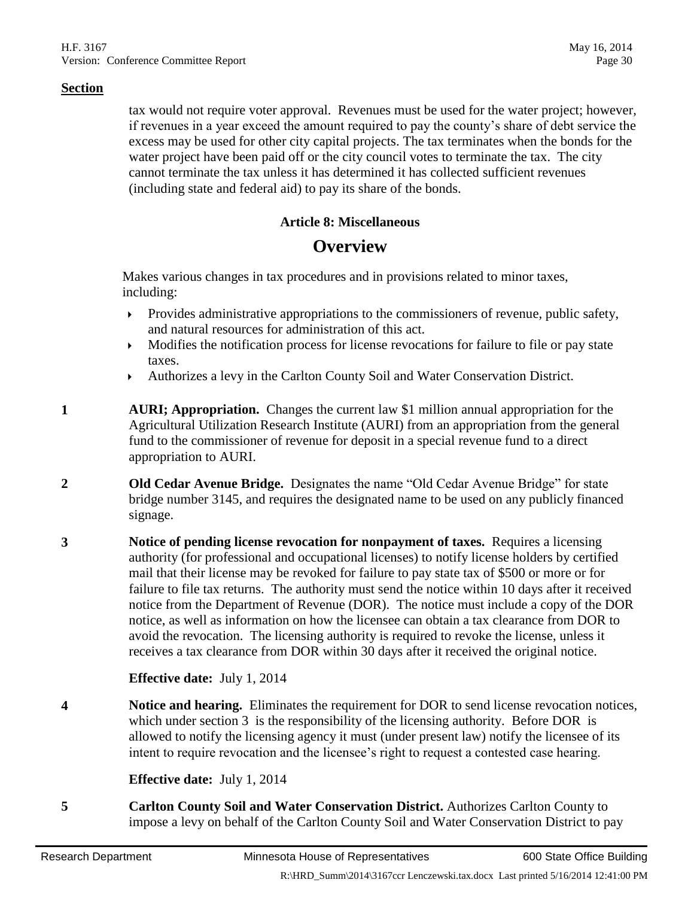**Section**

tax would not require voter approval. Revenues must be used for the water project; however, if revenues in a year exceed the amount required to pay the county's share of debt service the excess may be used for other city capital projects. The tax terminates when the bonds for the water project have been paid off or the city council votes to terminate the tax. The city cannot terminate the tax unless it has determined it has collected sufficient revenues (including state and federal aid) to pay its share of the bonds.

### Article 8: Miscellaneous

## Overview

Makes various changes in tax procedures and in provisions related to minor taxes, including:

- Provides administrative appropriations to the commissioners of revenue, public safety, and natural resources for administration of this act.
- Modifies the notification process for license revocations for failure to file or pay state taxes.
- Authorizes a levy in the Carlton County Soil and Water Conservation District.

**1** **AURI; Appropriation.** Changes the current law $1 million annual appropriation for the Agricultural Utilization Research Institute (AURI) from an appropriation from the general fund to the commissioner of revenue for deposit in a special revenue fund to a direct appropriation to AURI.

**2** **Old Cedar Avenue Bridge.** Designates the name "Old Cedar Avenue Bridge" for state bridge number 3145, and requires the designated name to be used on any publicly financed signage.

**3** **Notice of pending license revocation for nonpayment of taxes.** Requires a licensing authority (for professional and occupational licenses) to notify license holders by certified mail that their license may be revoked for failure to pay state tax of $500 or more or for failure to file tax returns. The authority must send the notice within 10 days after it received notice from the Department of Revenue (DOR). The notice must include a copy of the DOR notice, as well as information on how the licensee can obtain a tax clearance from DOR to avoid the revocation. The licensing authority is required to revoke the license, unless it receives a tax clearance from DOR within 30 days after it received the original notice.

**Effective date:** July 1, 2014

**4** **Notice and hearing.** Eliminates the requirement for DOR to send license revocation notices, which under section 3 is the responsibility of the licensing authority. Before DOR is allowed to notify the licensing agency it must (under present law) notify the licensee of its intent to require revocation and the licensee's right to request a contested case hearing.

**Effective date:** July 1, 2014

**5** **Carlton County Soil and Water Conservation District.** Authorizes Carlton County to impose a levy on behalf of the Carlton County Soil and Water Conservation District to pay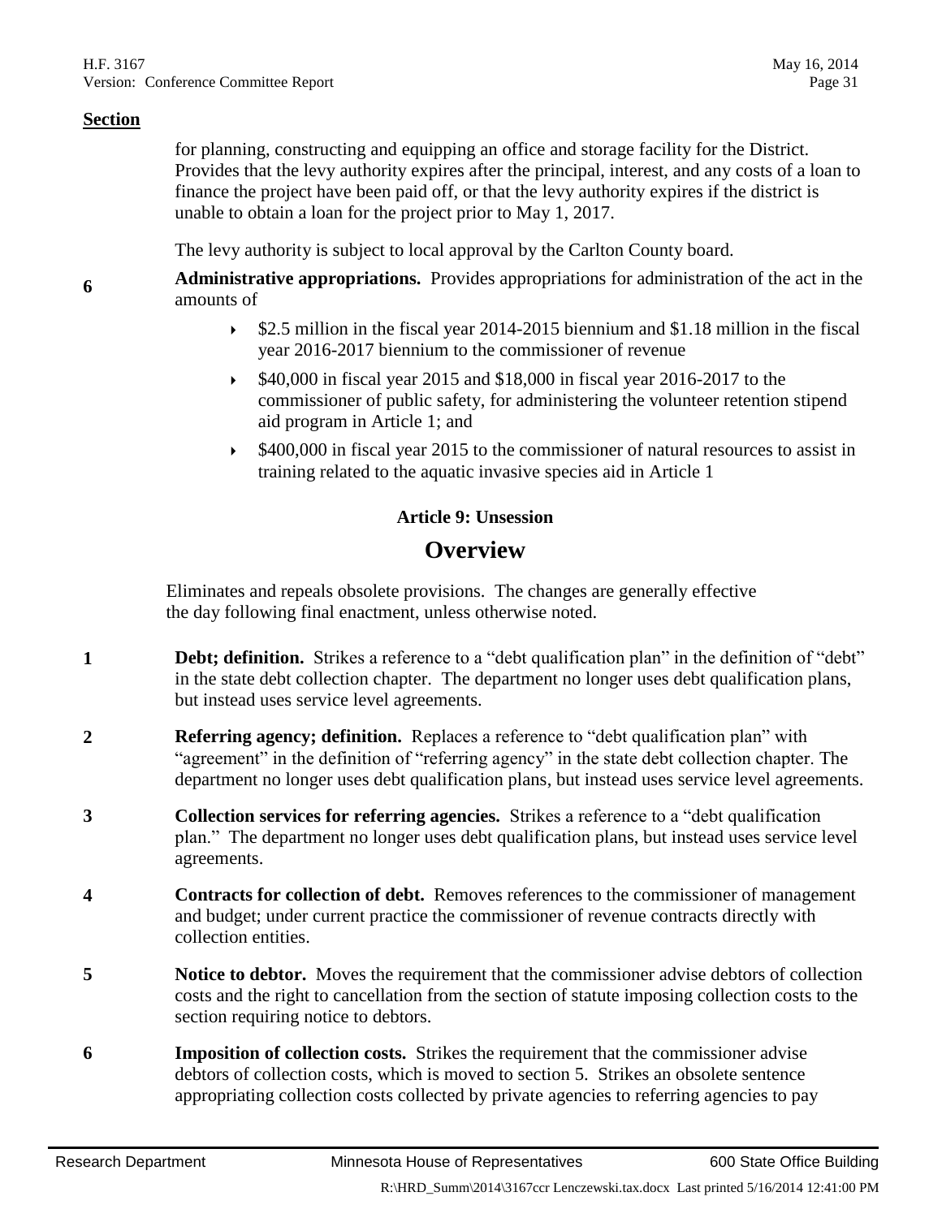**Section**

for planning, constructing and equipping an office and storage facility for the District. Provides that the levy authority expires after the principal, interest, and any costs of a loan to finance the project have been paid off, or that the levy authority expires if the district is unable to obtain a loan for the project prior to May 1, 2017.

The levy authority is subject to local approval by the Carlton County board.

**6** **Administrative appropriations.** Provides appropriations for administration of the act in the amounts of

- $2.5 million in the fiscal year 2014-2015 biennium and $1.18 million in the fiscal year 2016-2017 biennium to the commissioner of revenue
- $40,000 in fiscal year 2015 and $18,000 in fiscal year 2016-2017 to the commissioner of public safety, for administering the volunteer retention stipend aid program in Article 1; and
- $400,000 in fiscal year 2015 to the commissioner of natural resources to assist in training related to the aquatic invasive species aid in Article 1

### Article 9: Unsession

## Overview

Eliminates and repeals obsolete provisions. The changes are generally effective the day following final enactment, unless otherwise noted.

**1** **Debt; definition.** Strikes a reference to a "debt qualification plan" in the definition of "debt" in the state debt collection chapter. The department no longer uses debt qualification plans, but instead uses service level agreements.

**2** **Referring agency; definition.** Replaces a reference to "debt qualification plan" with "agreement" in the definition of "referring agency" in the state debt collection chapter. The department no longer uses debt qualification plans, but instead uses service level agreements.

**3** **Collection services for referring agencies.** Strikes a reference to a "debt qualification plan." The department no longer uses debt qualification plans, but instead uses service level agreements.

**4** **Contracts for collection of debt.** Removes references to the commissioner of management and budget; under current practice the commissioner of revenue contracts directly with collection entities.

**5** **Notice to debtor.** Moves the requirement that the commissioner advise debtors of collection costs and the right to cancellation from the section of statute imposing collection costs to the section requiring notice to debtors.

**6** **Imposition of collection costs.** Strikes the requirement that the commissioner advise debtors of collection costs, which is moved to section 5. Strikes an obsolete sentence appropriating collection costs collected by private agencies to referring agencies to pay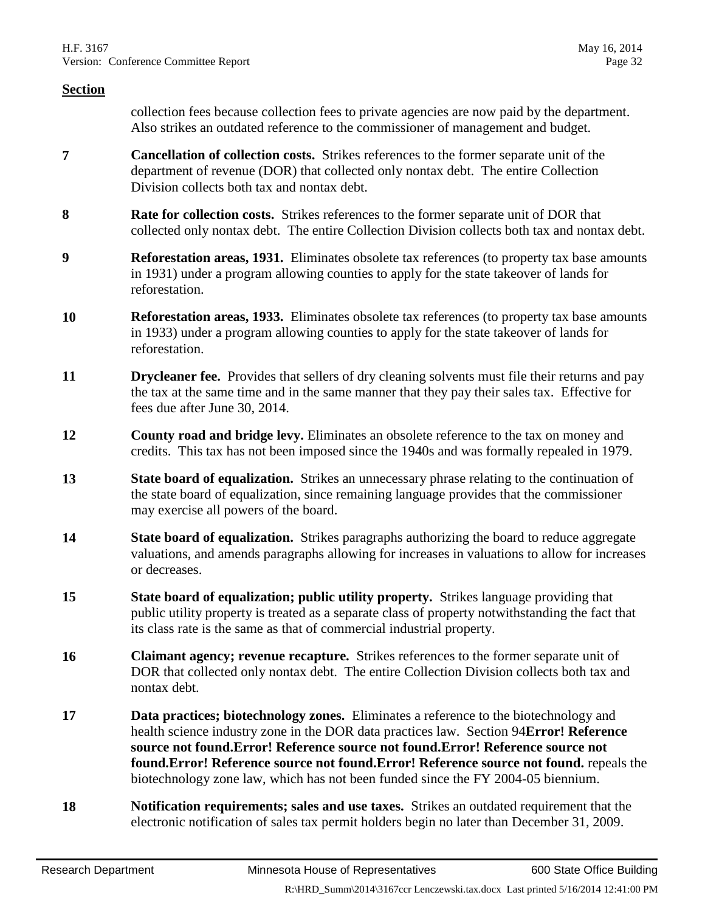**Section**

collection fees because collection fees to private agencies are now paid by the department. Also strikes an outdated reference to the commissioner of management and budget.

**7** **Cancellation of collection costs.** Strikes references to the former separate unit of the department of revenue (DOR) that collected only nontax debt. The entire Collection Division collects both tax and nontax debt.

**8** **Rate for collection costs.** Strikes references to the former separate unit of DOR that collected only nontax debt. The entire Collection Division collects both tax and nontax debt.

**9** **Reforestation areas, 1931.** Eliminates obsolete tax references (to property tax base amounts in 1931) under a program allowing counties to apply for the state takeover of lands for reforestation.

**10** **Reforestation areas, 1933.** Eliminates obsolete tax references (to property tax base amounts in 1933) under a program allowing counties to apply for the state takeover of lands for reforestation.

**11** **Drycleaner fee.** Provides that sellers of dry cleaning solvents must file their returns and pay the tax at the same time and in the same manner that they pay their sales tax. Effective for fees due after June 30, 2014.

**12** **County road and bridge levy.** Eliminates an obsolete reference to the tax on money and credits. This tax has not been imposed since the 1940s and was formally repealed in 1979.

**13** **State board of equalization.** Strikes an unnecessary phrase relating to the continuation of the state board of equalization, since remaining language provides that the commissioner may exercise all powers of the board.

**14** **State board of equalization.** Strikes paragraphs authorizing the board to reduce aggregate valuations, and amends paragraphs allowing for increases in valuations to allow for increases or decreases.

**15** **State board of equalization; public utility property.** Strikes language providing that public utility property is treated as a separate class of property notwithstanding the fact that its class rate is the same as that of commercial industrial property.

**16** **Claimant agency; revenue recapture.** Strikes references to the former separate unit of DOR that collected only nontax debt. The entire Collection Division collects both tax and nontax debt.

**17** **Data practices; biotechnology zones.** Eliminates a reference to the biotechnology and health science industry zone in the DOR data practices law. Section 94**Error! Reference source not found.Error! Reference source not found.Error! Reference source not found.Error! Reference source not found.Error! Reference source not found.** repeals the biotechnology zone law, which has not been funded since the FY 2004-05 biennium.

**18** **Notification requirements; sales and use taxes.** Strikes an outdated requirement that the electronic notification of sales tax permit holders begin no later than December 31, 2009.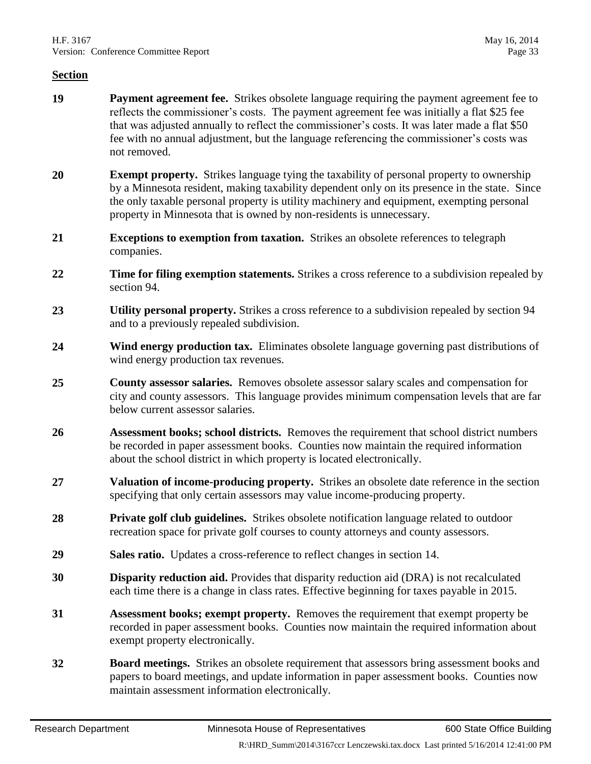**Section**

| | |
|---|---|
| **19** | **Payment agreement fee.** Strikes obsolete language requiring the payment agreement fee to reflects the commissioner's costs. The payment agreement fee was initially a flat $25 fee that was adjusted annually to reflect the commissioner's costs. It was later made a flat $50 fee with no annual adjustment, but the language referencing the commissioner's costs was not removed. |
| **20** | **Exempt property.** Strikes language tying the taxability of personal property to ownership by a Minnesota resident, making taxability dependent only on its presence in the state. Since the only taxable personal property is utility machinery and equipment, exempting personal property in Minnesota that is owned by non-residents is unnecessary. |
| **21** | **Exceptions to exemption from taxation.** Strikes an obsolete references to telegraph companies. |
| **22** | **Time for filing exemption statements.** Strikes a cross reference to a subdivision repealed by section 94. |
| **23** | **Utility personal property.** Strikes a cross reference to a subdivision repealed by section 94 and to a previously repealed subdivision. |
| **24** | **Wind energy production tax.** Eliminates obsolete language governing past distributions of wind energy production tax revenues. |
| **25** | **County assessor salaries.** Removes obsolete assessor salary scales and compensation for city and county assessors. This language provides minimum compensation levels that are far below current assessor salaries. |
| **26** | **Assessment books; school districts.** Removes the requirement that school district numbers be recorded in paper assessment books. Counties now maintain the required information about the school district in which property is located electronically. |
| **27** | **Valuation of income-producing property.** Strikes an obsolete date reference in the section specifying that only certain assessors may value income-producing property. |
| **28** | **Private golf club guidelines.** Strikes obsolete notification language related to outdoor recreation space for private golf courses to county attorneys and county assessors. |
| **29** | **Sales ratio.** Updates a cross-reference to reflect changes in section 14. |
| **30** | **Disparity reduction aid.** Provides that disparity reduction aid (DRA) is not recalculated each time there is a change in class rates. Effective beginning for taxes payable in 2015. |
| **31** | **Assessment books; exempt property.** Removes the requirement that exempt property be recorded in paper assessment books. Counties now maintain the required information about exempt property electronically. |
| **32** | **Board meetings.** Strikes an obsolete requirement that assessors bring assessment books and papers to board meetings, and update information in paper assessment books. Counties now maintain assessment information electronically. |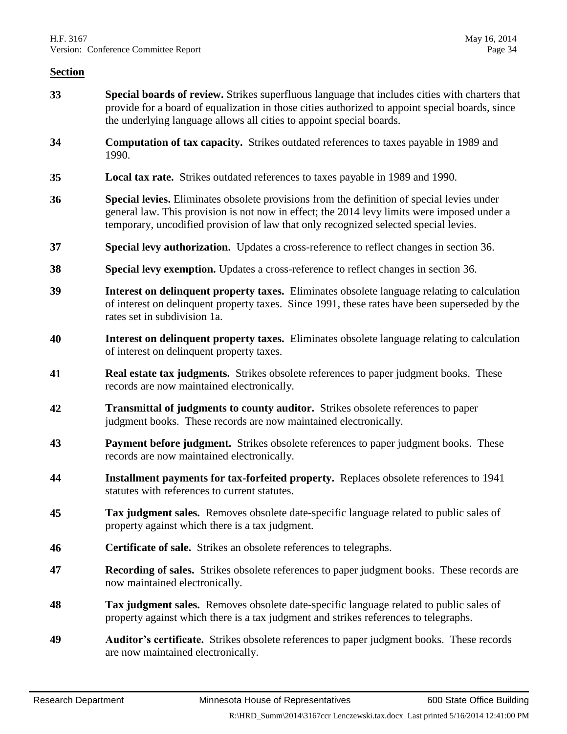**Section**

| | |
|---|---|
| **33** | **Special boards of review.** Strikes superfluous language that includes cities with charters that provide for a board of equalization in those cities authorized to appoint special boards, since the underlying language allows all cities to appoint special boards. |
| **34** | **Computation of tax capacity.** Strikes outdated references to taxes payable in 1989 and 1990. |
| **35** | **Local tax rate.** Strikes outdated references to taxes payable in 1989 and 1990. |
| **36** | **Special levies.** Eliminates obsolete provisions from the definition of special levies under general law. This provision is not now in effect; the 2014 levy limits were imposed under a temporary, uncodified provision of law that only recognized selected special levies. |
| **37** | **Special levy authorization.** Updates a cross-reference to reflect changes in section 36. |
| **38** | **Special levy exemption.** Updates a cross-reference to reflect changes in section 36. |
| **39** | **Interest on delinquent property taxes.** Eliminates obsolete language relating to calculation of interest on delinquent property taxes. Since 1991, these rates have been superseded by the rates set in subdivision 1a. |
| **40** | **Interest on delinquent property taxes.** Eliminates obsolete language relating to calculation of interest on delinquent property taxes. |
| **41** | **Real estate tax judgments.** Strikes obsolete references to paper judgment books. These records are now maintained electronically. |
| **42** | **Transmittal of judgments to county auditor.** Strikes obsolete references to paper judgment books. These records are now maintained electronically. |
| **43** | **Payment before judgment.** Strikes obsolete references to paper judgment books. These records are now maintained electronically. |
| **44** | **Installment payments for tax-forfeited property.** Replaces obsolete references to 1941 statutes with references to current statutes. |
| **45** | **Tax judgment sales.** Removes obsolete date-specific language related to public sales of property against which there is a tax judgment. |
| **46** | **Certificate of sale.** Strikes an obsolete references to telegraphs. |
| **47** | **Recording of sales.** Strikes obsolete references to paper judgment books. These records are now maintained electronically. |
| **48** | **Tax judgment sales.** Removes obsolete date-specific language related to public sales of property against which there is a tax judgment and strikes references to telegraphs. |
| **49** | **Auditor's certificate.** Strikes obsolete references to paper judgment books. These records are now maintained electronically. |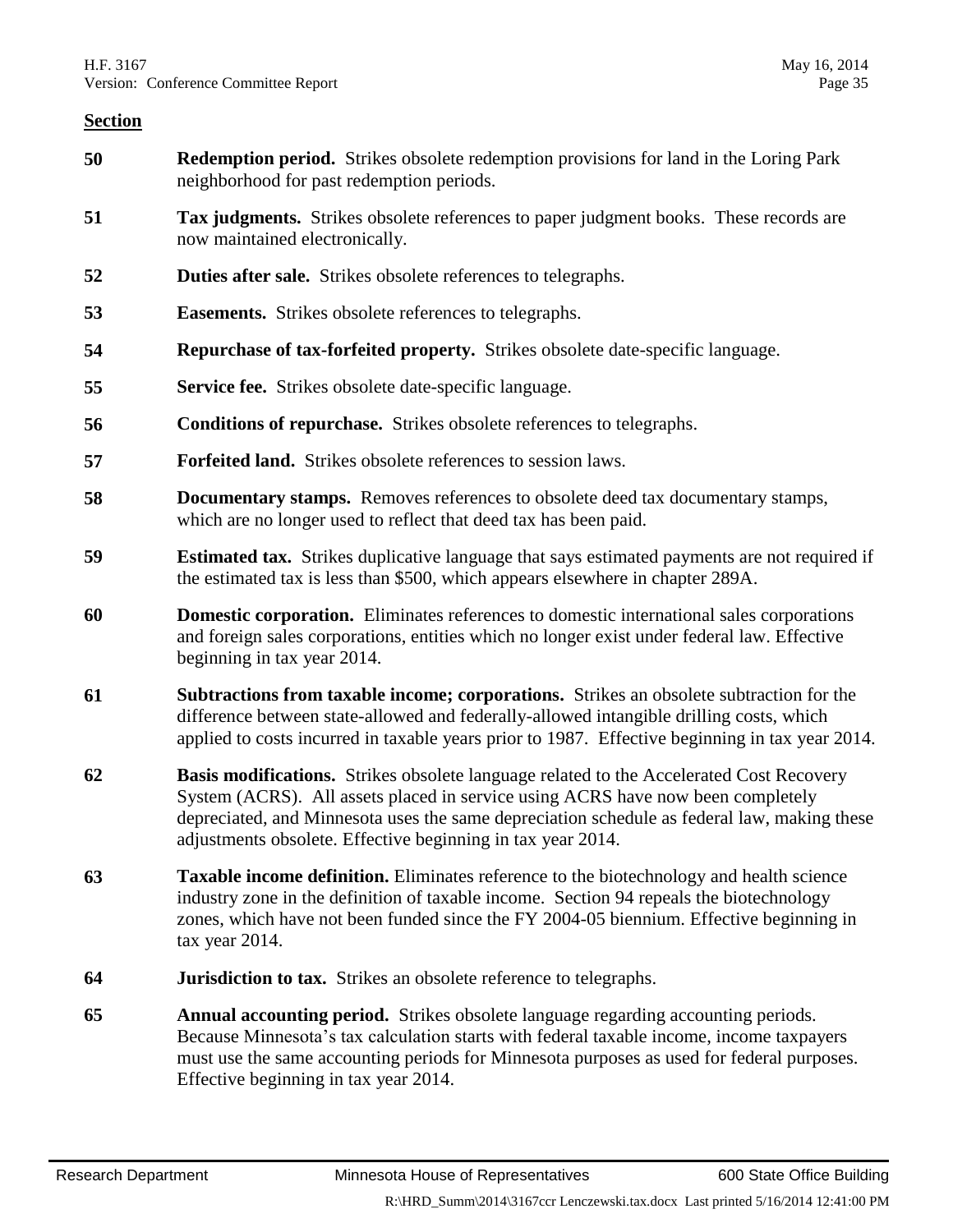**Section**

| | |
|---|---|
| **50** | **Redemption period.** Strikes obsolete redemption provisions for land in the Loring Park neighborhood for past redemption periods. |
| **51** | **Tax judgments.** Strikes obsolete references to paper judgment books. These records are now maintained electronically. |
| **52** | **Duties after sale.** Strikes obsolete references to telegraphs. |
| **53** | **Easements.** Strikes obsolete references to telegraphs. |
| **54** | **Repurchase of tax-forfeited property.** Strikes obsolete date-specific language. |
| **55** | **Service fee.** Strikes obsolete date-specific language. |
| **56** | **Conditions of repurchase.** Strikes obsolete references to telegraphs. |
| **57** | **Forfeited land.** Strikes obsolete references to session laws. |
| **58** | **Documentary stamps.** Removes references to obsolete deed tax documentary stamps, which are no longer used to reflect that deed tax has been paid. |
| **59** | **Estimated tax.** Strikes duplicative language that says estimated payments are not required if the estimated tax is less than $500, which appears elsewhere in chapter 289A. |
| **60** | **Domestic corporation.** Eliminates references to domestic international sales corporations and foreign sales corporations, entities which no longer exist under federal law. Effective beginning in tax year 2014. |
| **61** | **Subtractions from taxable income; corporations.** Strikes an obsolete subtraction for the difference between state-allowed and federally-allowed intangible drilling costs, which applied to costs incurred in taxable years prior to 1987. Effective beginning in tax year 2014. |
| **62** | **Basis modifications.** Strikes obsolete language related to the Accelerated Cost Recovery System (ACRS). All assets placed in service using ACRS have now been completely depreciated, and Minnesota uses the same depreciation schedule as federal law, making these adjustments obsolete. Effective beginning in tax year 2014. |
| **63** | **Taxable income definition.** Eliminates reference to the biotechnology and health science industry zone in the definition of taxable income. Section 94 repeals the biotechnology zones, which have not been funded since the FY 2004-05 biennium. Effective beginning in tax year 2014. |
| **64** | **Jurisdiction to tax.** Strikes an obsolete reference to telegraphs. |
| **65** | **Annual accounting period.** Strikes obsolete language regarding accounting periods. Because Minnesota's tax calculation starts with federal taxable income, income taxpayers must use the same accounting periods for Minnesota purposes as used for federal purposes. Effective beginning in tax year 2014. |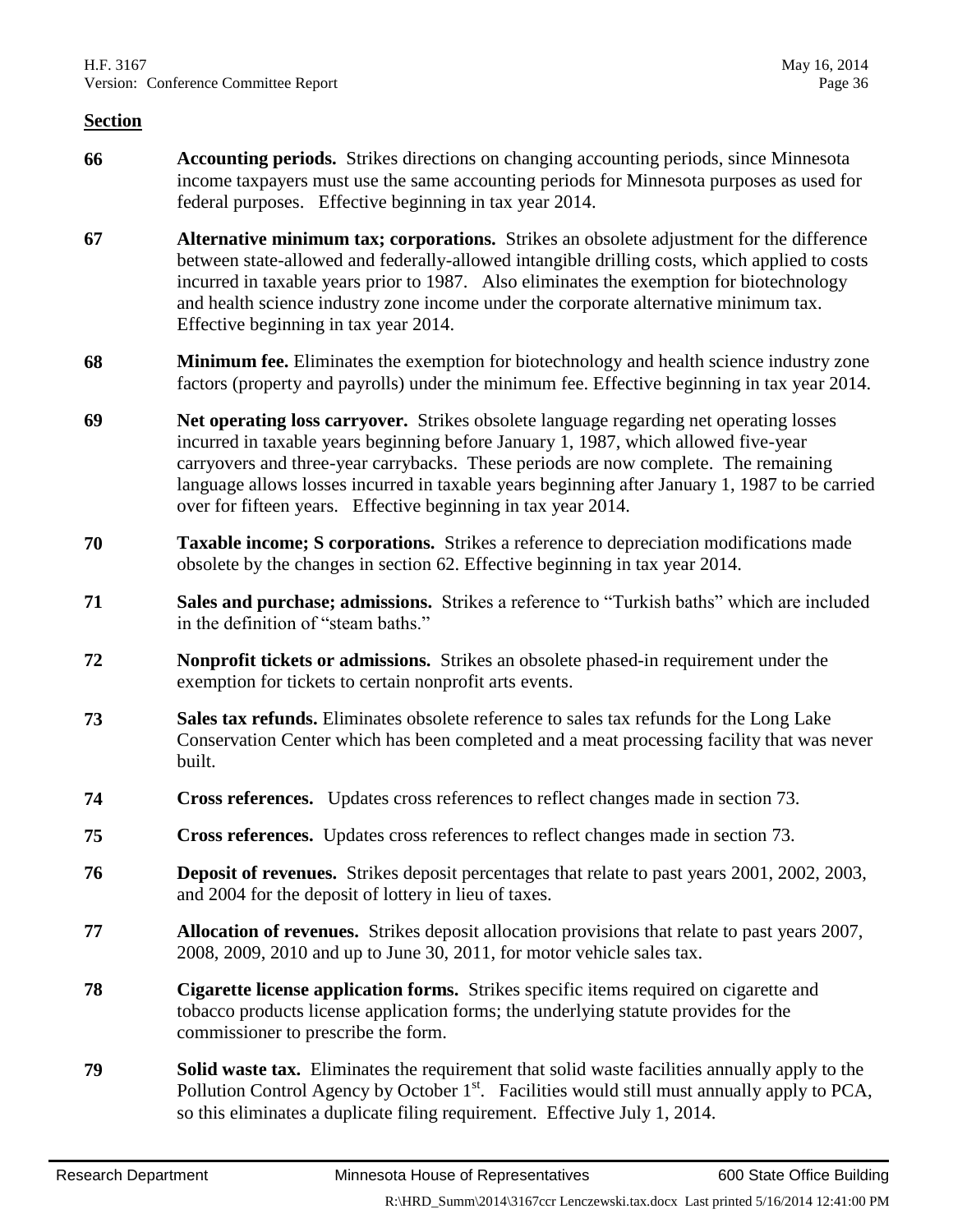**Section**

| | |
|---|---|
| **66** | **Accounting periods.** Strikes directions on changing accounting periods, since Minnesota income taxpayers must use the same accounting periods for Minnesota purposes as used for federal purposes. Effective beginning in tax year 2014. |
| **67** | **Alternative minimum tax; corporations.** Strikes an obsolete adjustment for the difference between state-allowed and federally-allowed intangible drilling costs, which applied to costs incurred in taxable years prior to 1987. Also eliminates the exemption for biotechnology and health science industry zone income under the corporate alternative minimum tax. Effective beginning in tax year 2014. |
| **68** | **Minimum fee.** Eliminates the exemption for biotechnology and health science industry zone factors (property and payrolls) under the minimum fee. Effective beginning in tax year 2014. |
| **69** | **Net operating loss carryover.** Strikes obsolete language regarding net operating losses incurred in taxable years beginning before January 1, 1987, which allowed five-year carryovers and three-year carrybacks. These periods are now complete. The remaining language allows losses incurred in taxable years beginning after January 1, 1987 to be carried over for fifteen years. Effective beginning in tax year 2014. |
| **70** | **Taxable income; S corporations.** Strikes a reference to depreciation modifications made obsolete by the changes in section 62. Effective beginning in tax year 2014. |
| **71** | **Sales and purchase; admissions.** Strikes a reference to "Turkish baths" which are included in the definition of "steam baths." |
| **72** | **Nonprofit tickets or admissions.** Strikes an obsolete phased-in requirement under the exemption for tickets to certain nonprofit arts events. |
| **73** | **Sales tax refunds.** Eliminates obsolete reference to sales tax refunds for the Long Lake Conservation Center which has been completed and a meat processing facility that was never built. |
| **74** | **Cross references.** Updates cross references to reflect changes made in section 73. |
| **75** | **Cross references.** Updates cross references to reflect changes made in section 73. |
| **76** | **Deposit of revenues.** Strikes deposit percentages that relate to past years 2001, 2002, 2003, and 2004 for the deposit of lottery in lieu of taxes. |
| **77** | **Allocation of revenues.** Strikes deposit allocation provisions that relate to past years 2007, 2008, 2009, 2010 and up to June 30, 2011, for motor vehicle sales tax. |
| **78** | **Cigarette license application forms.** Strikes specific items required on cigarette and tobacco products license application forms; the underlying statute provides for the commissioner to prescribe the form. |
| **79** | **Solid waste tax.** Eliminates the requirement that solid waste facilities annually apply to the Pollution Control Agency by October 1st. Facilities would still must annually apply to PCA, so this eliminates a duplicate filing requirement. Effective July 1, 2014. |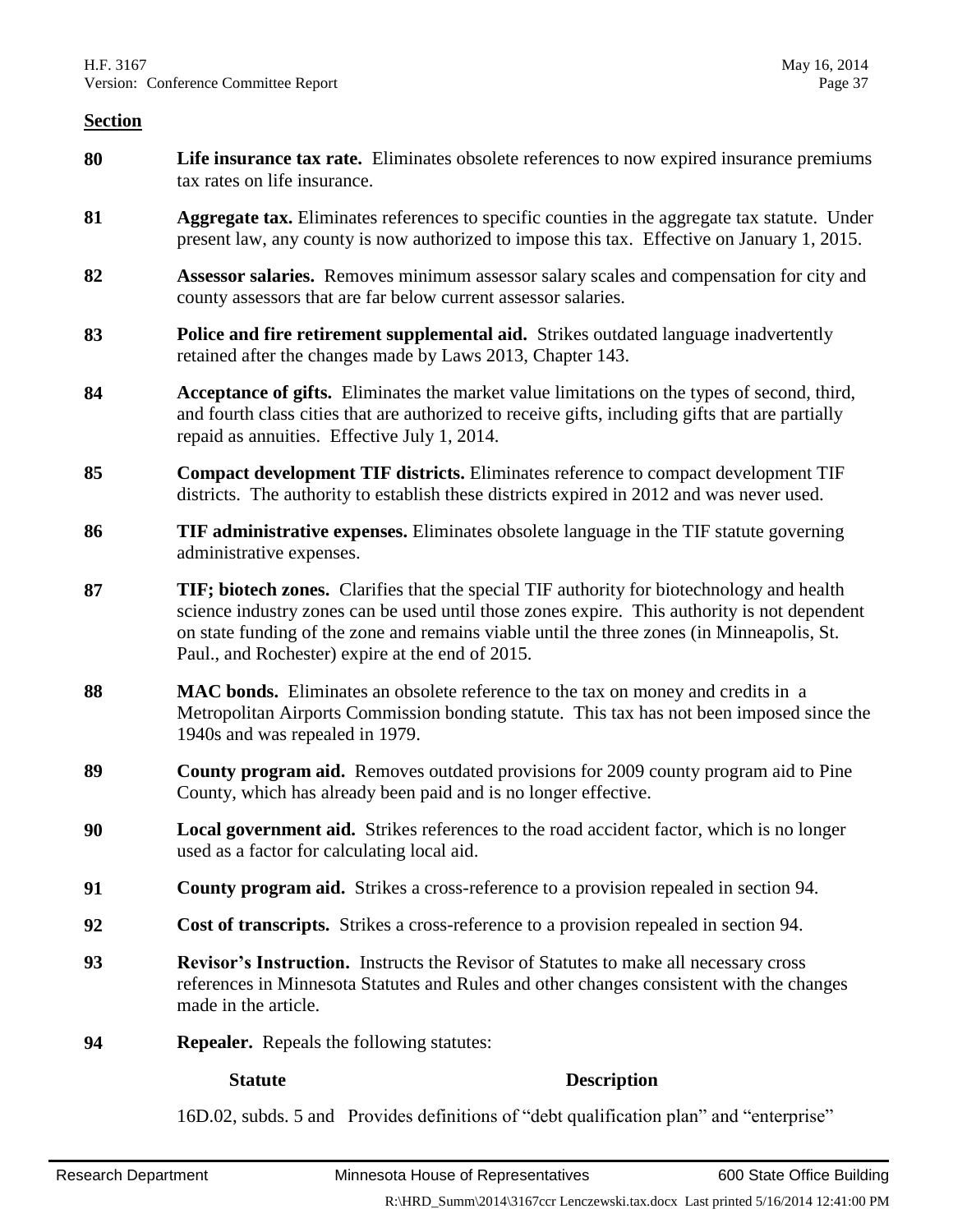**Section**

**80** **Life insurance tax rate.** Eliminates obsolete references to now expired insurance premiums tax rates on life insurance.

**81** **Aggregate tax.** Eliminates references to specific counties in the aggregate tax statute. Under present law, any county is now authorized to impose this tax. Effective on January 1, 2015.

**82** **Assessor salaries.** Removes minimum assessor salary scales and compensation for city and county assessors that are far below current assessor salaries.

**83** **Police and fire retirement supplemental aid.** Strikes outdated language inadvertently retained after the changes made by Laws 2013, Chapter 143.

**84** **Acceptance of gifts.** Eliminates the market value limitations on the types of second, third, and fourth class cities that are authorized to receive gifts, including gifts that are partially repaid as annuities. Effective July 1, 2014.

**85** **Compact development TIF districts.** Eliminates reference to compact development TIF districts. The authority to establish these districts expired in 2012 and was never used.

**86** **TIF administrative expenses.** Eliminates obsolete language in the TIF statute governing administrative expenses.

**87** **TIF; biotech zones.** Clarifies that the special TIF authority for biotechnology and health science industry zones can be used until those zones expire. This authority is not dependent on state funding of the zone and remains viable until the three zones (in Minneapolis, St. Paul., and Rochester) expire at the end of 2015.

**88** **MAC bonds.** Eliminates an obsolete reference to the tax on money and credits in a Metropolitan Airports Commission bonding statute. This tax has not been imposed since the 1940s and was repealed in 1979.

**89** **County program aid.** Removes outdated provisions for 2009 county program aid to Pine County, which has already been paid and is no longer effective.

**90** **Local government aid.** Strikes references to the road accident factor, which is no longer used as a factor for calculating local aid.

**91** **County program aid.** Strikes a cross-reference to a provision repealed in section 94.

**92** **Cost of transcripts.** Strikes a cross-reference to a provision repealed in section 94.

**93** **Revisor's Instruction.** Instructs the Revisor of Statutes to make all necessary cross references in Minnesota Statutes and Rules and other changes consistent with the changes made in the article.

**94** **Repealer.** Repeals the following statutes:

| Statute | Description |
|---|---|
| 16D.02, subds. 5 and | Provides definitions of "debt qualification plan" and "enterprise" |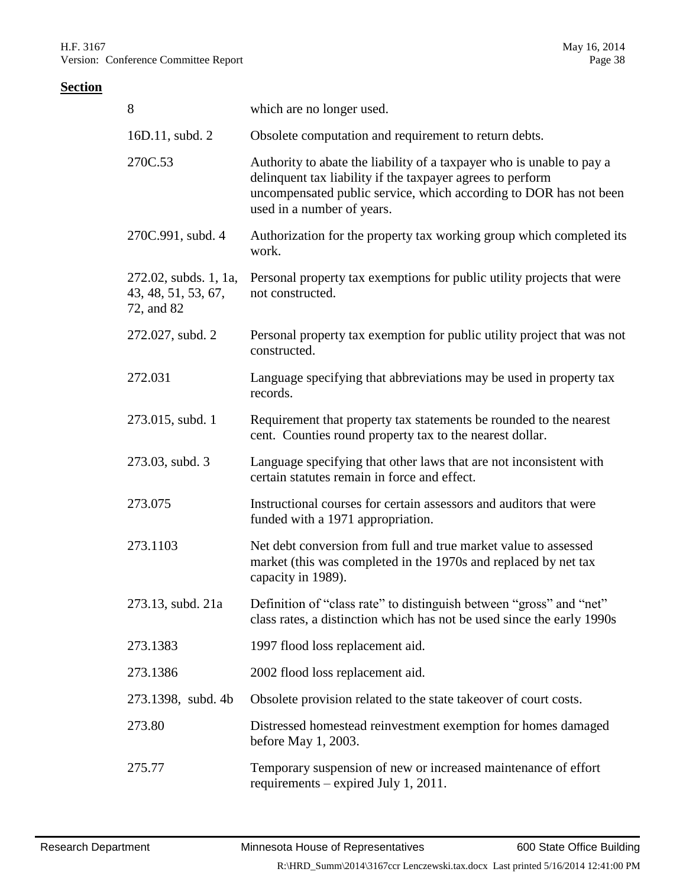**Section**

| | |
|---|---|
| 8 | which are no longer used. |
| 16D.11, subd. 2 | Obsolete computation and requirement to return debts. |
| 270C.53 | Authority to abate the liability of a taxpayer who is unable to pay a delinquent tax liability if the taxpayer agrees to perform uncompensated public service, which according to DOR has not been used in a number of years. |
| 270C.991, subd. 4 | Authorization for the property tax working group which completed its work. |
| 272.02, subds. 1, 1a, 43, 48, 51, 53, 67, 72, and 82 | Personal property tax exemptions for public utility projects that were not constructed. |
| 272.027, subd. 2 | Personal property tax exemption for public utility project that was not constructed. |
| 272.031 | Language specifying that abbreviations may be used in property tax records. |
| 273.015, subd. 1 | Requirement that property tax statements be rounded to the nearest cent. Counties round property tax to the nearest dollar. |
| 273.03, subd. 3 | Language specifying that other laws that are not inconsistent with certain statutes remain in force and effect. |
| 273.075 | Instructional courses for certain assessors and auditors that were funded with a 1971 appropriation. |
| 273.1103 | Net debt conversion from full and true market value to assessed market (this was completed in the 1970s and replaced by net tax capacity in 1989). |
| 273.13, subd. 21a | Definition of "class rate" to distinguish between "gross" and "net" class rates, a distinction which has not be used since the early 1990s |
| 273.1383 | 1997 flood loss replacement aid. |
| 273.1386 | 2002 flood loss replacement aid. |
| 273.1398, subd. 4b | Obsolete provision related to the state takeover of court costs. |
| 273.80 | Distressed homestead reinvestment exemption for homes damaged before May 1, 2003. |
| 275.77 | Temporary suspension of new or increased maintenance of effort requirements – expired July 1, 2011. |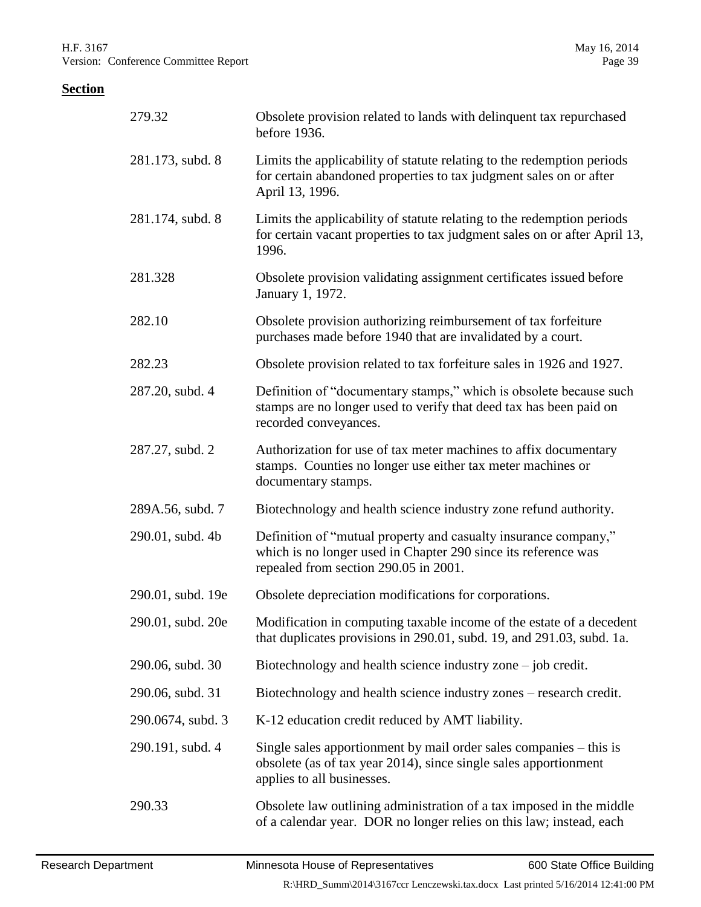**Section**

| | |
|---|---|
| 279.32 | Obsolete provision related to lands with delinquent tax repurchased before 1936. |
| 281.173, subd. 8 | Limits the applicability of statute relating to the redemption periods for certain abandoned properties to tax judgment sales on or after April 13, 1996. |
| 281.174, subd. 8 | Limits the applicability of statute relating to the redemption periods for certain vacant properties to tax judgment sales on or after April 13, 1996. |
| 281.328 | Obsolete provision validating assignment certificates issued before January 1, 1972. |
| 282.10 | Obsolete provision authorizing reimbursement of tax forfeiture purchases made before 1940 that are invalidated by a court. |
| 282.23 | Obsolete provision related to tax forfeiture sales in 1926 and 1927. |
| 287.20, subd. 4 | Definition of "documentary stamps," which is obsolete because such stamps are no longer used to verify that deed tax has been paid on recorded conveyances. |
| 287.27, subd. 2 | Authorization for use of tax meter machines to affix documentary stamps. Counties no longer use either tax meter machines or documentary stamps. |
| 289A.56, subd. 7 | Biotechnology and health science industry zone refund authority. |
| 290.01, subd. 4b | Definition of "mutual property and casualty insurance company," which is no longer used in Chapter 290 since its reference was repealed from section 290.05 in 2001. |
| 290.01, subd. 19e | Obsolete depreciation modifications for corporations. |
| 290.01, subd. 20e | Modification in computing taxable income of the estate of a decedent that duplicates provisions in 290.01, subd. 19, and 291.03, subd. 1a. |
| 290.06, subd. 30 | Biotechnology and health science industry zone – job credit. |
| 290.06, subd. 31 | Biotechnology and health science industry zones – research credit. |
| 290.0674, subd. 3 | K-12 education credit reduced by AMT liability. |
| 290.191, subd. 4 | Single sales apportionment by mail order sales companies – this is obsolete (as of tax year 2014), since single sales apportionment applies to all businesses. |
| 290.33 | Obsolete law outlining administration of a tax imposed in the middle of a calendar year. DOR no longer relies on this law; instead, each |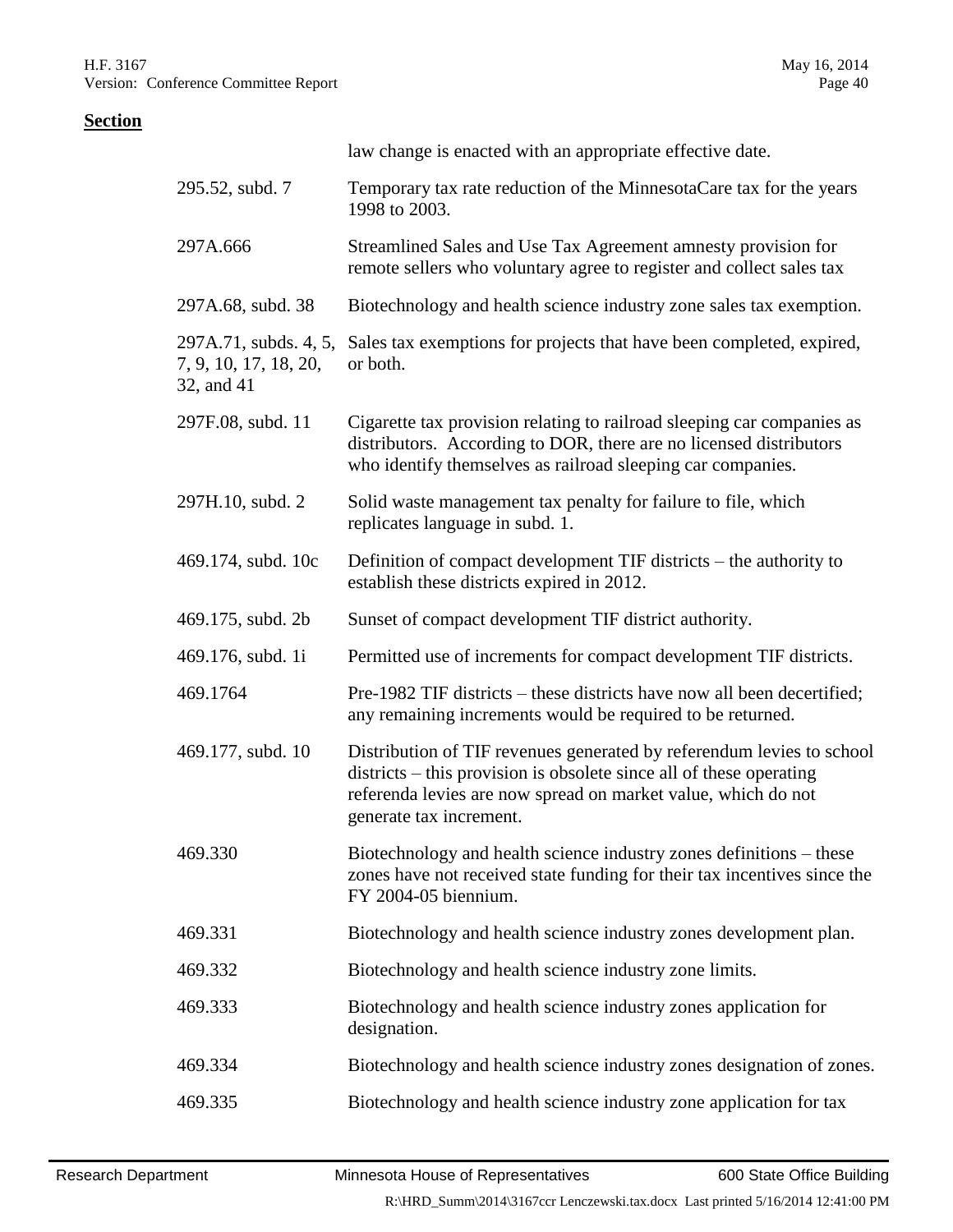**Section**

| | |
|---|---|
| | law change is enacted with an appropriate effective date. |
| 295.52, subd. 7 | Temporary tax rate reduction of the MinnesotaCare tax for the years 1998 to 2003. |
| 297A.666 | Streamlined Sales and Use Tax Agreement amnesty provision for remote sellers who voluntary agree to register and collect sales tax |
| 297A.68, subd. 38 | Biotechnology and health science industry zone sales tax exemption. |
| 297A.71, subds. 4, 5, 7, 9, 10, 17, 18, 20, 32, and 41 | Sales tax exemptions for projects that have been completed, expired, or both. |
| 297F.08, subd. 11 | Cigarette tax provision relating to railroad sleeping car companies as distributors. According to DOR, there are no licensed distributors who identify themselves as railroad sleeping car companies. |
| 297H.10, subd. 2 | Solid waste management tax penalty for failure to file, which replicates language in subd. 1. |
| 469.174, subd. 10c | Definition of compact development TIF districts – the authority to establish these districts expired in 2012. |
| 469.175, subd. 2b | Sunset of compact development TIF district authority. |
| 469.176, subd. 1i | Permitted use of increments for compact development TIF districts. |
| 469.1764 | Pre-1982 TIF districts – these districts have now all been decertified; any remaining increments would be required to be returned. |
| 469.177, subd. 10 | Distribution of TIF revenues generated by referendum levies to school districts – this provision is obsolete since all of these operating referenda levies are now spread on market value, which do not generate tax increment. |
| 469.330 | Biotechnology and health science industry zones definitions – these zones have not received state funding for their tax incentives since the FY 2004-05 biennium. |
| 469.331 | Biotechnology and health science industry zones development plan. |
| 469.332 | Biotechnology and health science industry zone limits. |
| 469.333 | Biotechnology and health science industry zones application for designation. |
| 469.334 | Biotechnology and health science industry zones designation of zones. |
| 469.335 | Biotechnology and health science industry zone application for tax |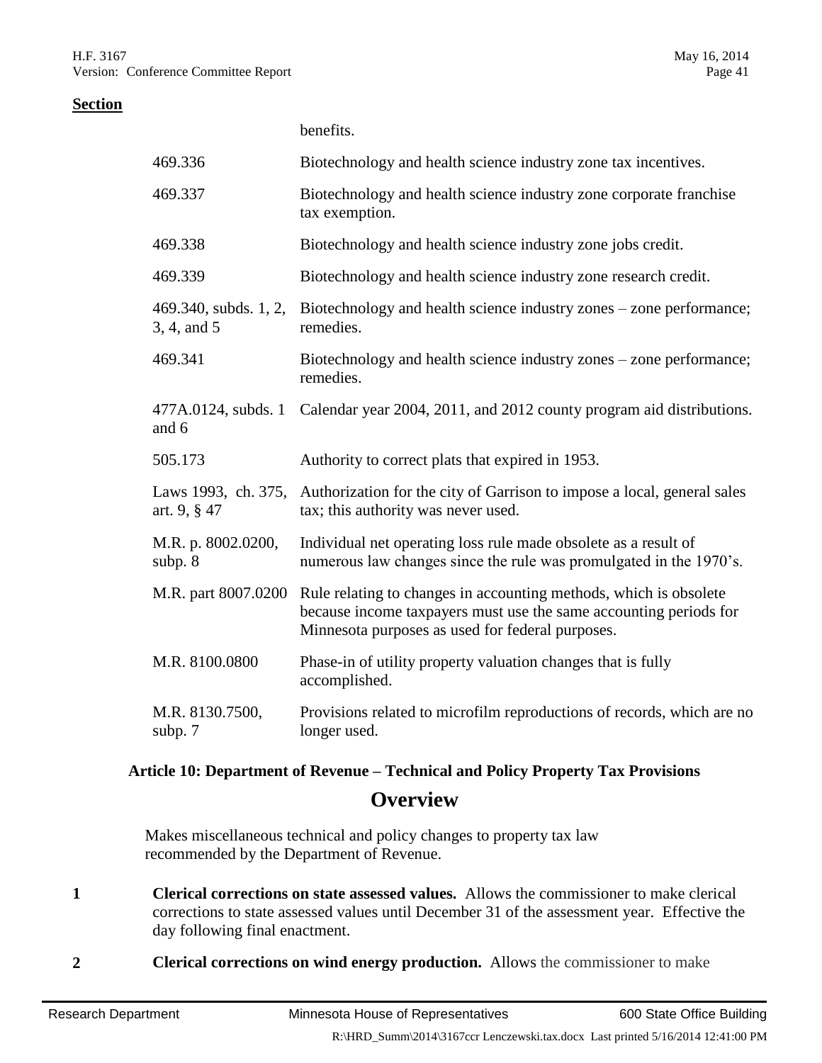**Section**

| | |
|---|---|
| | benefits. |
| 469.336 | Biotechnology and health science industry zone tax incentives. |
| 469.337 | Biotechnology and health science industry zone corporate franchise tax exemption. |
| 469.338 | Biotechnology and health science industry zone jobs credit. |
| 469.339 | Biotechnology and health science industry zone research credit. |
| 469.340, subds. 1, 2, 3, 4, and 5 | Biotechnology and health science industry zones – zone performance; remedies. |
| 469.341 | Biotechnology and health science industry zones – zone performance; remedies. |
| 477A.0124, subds. 1 and 6 | Calendar year 2004, 2011, and 2012 county program aid distributions. |
| 505.173 | Authority to correct plats that expired in 1953. |
| Laws 1993, ch. 375, art. 9, § 47 | Authorization for the city of Garrison to impose a local, general sales tax; this authority was never used. |
| M.R. p. 8002.0200, subp. 8 | Individual net operating loss rule made obsolete as a result of numerous law changes since the rule was promulgated in the 1970's. |
| M.R. part 8007.0200 | Rule relating to changes in accounting methods, which is obsolete because income taxpayers must use the same accounting periods for Minnesota purposes as used for federal purposes. |
| M.R. 8100.0800 | Phase-in of utility property valuation changes that is fully accomplished. |
| M.R. 8130.7500, subp. 7 | Provisions related to microfilm reproductions of records, which are no longer used. |

### Article 10: Department of Revenue – Technical and Policy Property Tax Provisions

## Overview

Makes miscellaneous technical and policy changes to property tax law recommended by the Department of Revenue.

**1** **Clerical corrections on state assessed values.** Allows the commissioner to make clerical corrections to state assessed values until December 31 of the assessment year. Effective the day following final enactment.

**2** **Clerical corrections on wind energy production.** Allows the commissioner to make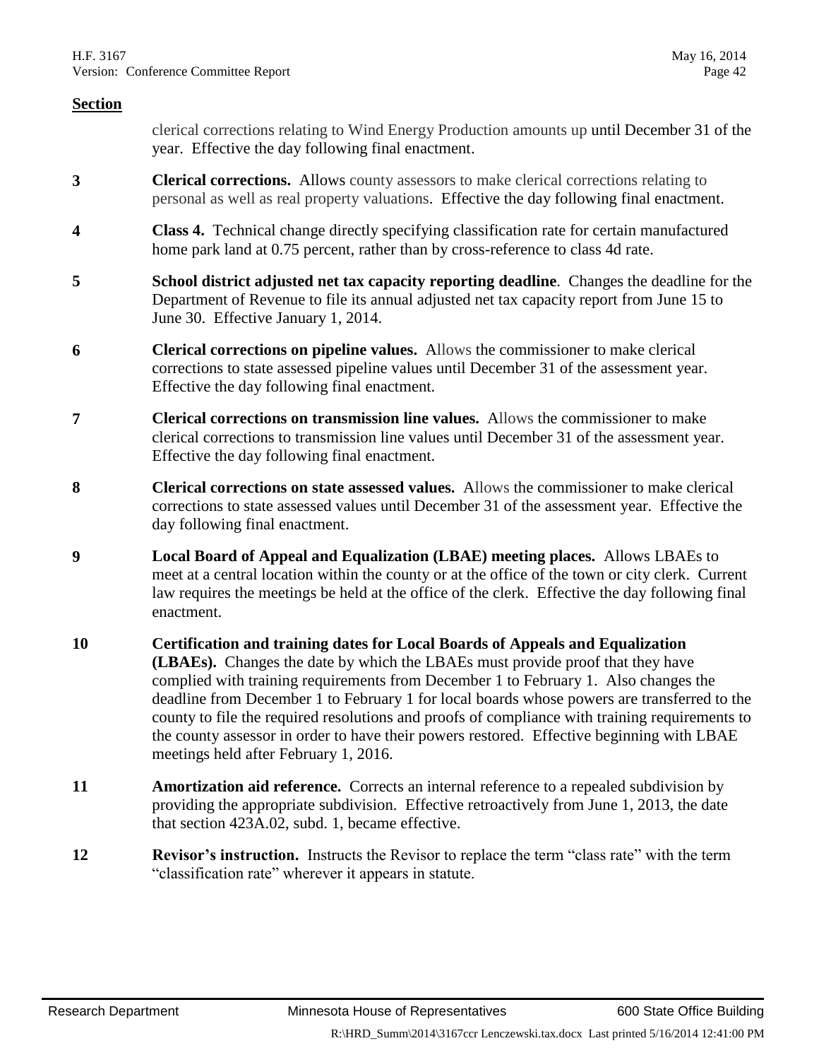**Section**

clerical corrections relating to Wind Energy Production amounts up until December 31 of the year. Effective the day following final enactment.

**3** **Clerical corrections.** Allows county assessors to make clerical corrections relating to personal as well as real property valuations. Effective the day following final enactment.

**4** **Class 4.** Technical change directly specifying classification rate for certain manufactured home park land at 0.75 percent, rather than by cross-reference to class 4d rate.

**5** **School district adjusted net tax capacity reporting deadline**. Changes the deadline for the Department of Revenue to file its annual adjusted net tax capacity report from June 15 to June 30. Effective January 1, 2014.

**6** **Clerical corrections on pipeline values.** Allows the commissioner to make clerical corrections to state assessed pipeline values until December 31 of the assessment year. Effective the day following final enactment.

**7** **Clerical corrections on transmission line values.** Allows the commissioner to make clerical corrections to transmission line values until December 31 of the assessment year. Effective the day following final enactment.

**8** **Clerical corrections on state assessed values.** Allows the commissioner to make clerical corrections to state assessed values until December 31 of the assessment year. Effective the day following final enactment.

**9** **Local Board of Appeal and Equalization (LBAE) meeting places.** Allows LBAEs to meet at a central location within the county or at the office of the town or city clerk. Current law requires the meetings be held at the office of the clerk. Effective the day following final enactment.

**10** **Certification and training dates for Local Boards of Appeals and Equalization (LBAEs).** Changes the date by which the LBAEs must provide proof that they have complied with training requirements from December 1 to February 1. Also changes the deadline from December 1 to February 1 for local boards whose powers are transferred to the county to file the required resolutions and proofs of compliance with training requirements to the county assessor in order to have their powers restored. Effective beginning with LBAE meetings held after February 1, 2016.

**11** **Amortization aid reference.** Corrects an internal reference to a repealed subdivision by providing the appropriate subdivision. Effective retroactively from June 1, 2013, the date that section 423A.02, subd. 1, became effective.

**12** **Revisor's instruction.** Instructs the Revisor to replace the term "class rate" with the term "classification rate" wherever it appears in statute.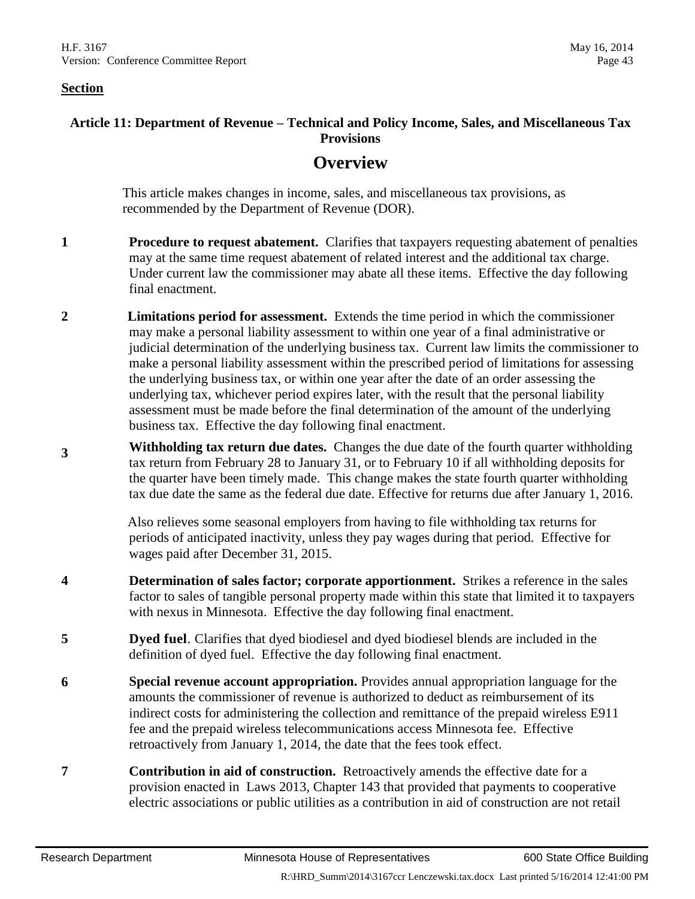**Section**

### Article 11: Department of Revenue – Technical and Policy Income, Sales, and Miscellaneous Tax Provisions

## Overview

This article makes changes in income, sales, and miscellaneous tax provisions, as recommended by the Department of Revenue (DOR).

**1** **Procedure to request abatement.** Clarifies that taxpayers requesting abatement of penalties may at the same time request abatement of related interest and the additional tax charge. Under current law the commissioner may abate all these items. Effective the day following final enactment.

**2** **Limitations period for assessment.** Extends the time period in which the commissioner may make a personal liability assessment to within one year of a final administrative or judicial determination of the underlying business tax. Current law limits the commissioner to make a personal liability assessment within the prescribed period of limitations for assessing the underlying business tax, or within one year after the date of an order assessing the underlying tax, whichever period expires later, with the result that the personal liability assessment must be made before the final determination of the amount of the underlying business tax. Effective the day following final enactment.

**3** **Withholding tax return due dates.** Changes the due date of the fourth quarter withholding tax return from February 28 to January 31, or to February 10 if all withholding deposits for the quarter have been timely made. This change makes the state fourth quarter withholding tax due date the same as the federal due date. Effective for returns due after January 1, 2016.

Also relieves some seasonal employers from having to file withholding tax returns for periods of anticipated inactivity, unless they pay wages during that period. Effective for wages paid after December 31, 2015.

**4** **Determination of sales factor; corporate apportionment.** Strikes a reference in the sales factor to sales of tangible personal property made within this state that limited it to taxpayers with nexus in Minnesota. Effective the day following final enactment.

**5** **Dyed fuel**. Clarifies that dyed biodiesel and dyed biodiesel blends are included in the definition of dyed fuel. Effective the day following final enactment.

**6** **Special revenue account appropriation.** Provides annual appropriation language for the amounts the commissioner of revenue is authorized to deduct as reimbursement of its indirect costs for administering the collection and remittance of the prepaid wireless E911 fee and the prepaid wireless telecommunications access Minnesota fee. Effective retroactively from January 1, 2014, the date that the fees took effect.

**7** **Contribution in aid of construction.** Retroactively amends the effective date for a provision enacted in Laws 2013, Chapter 143 that provided that payments to cooperative electric associations or public utilities as a contribution in aid of construction are not retail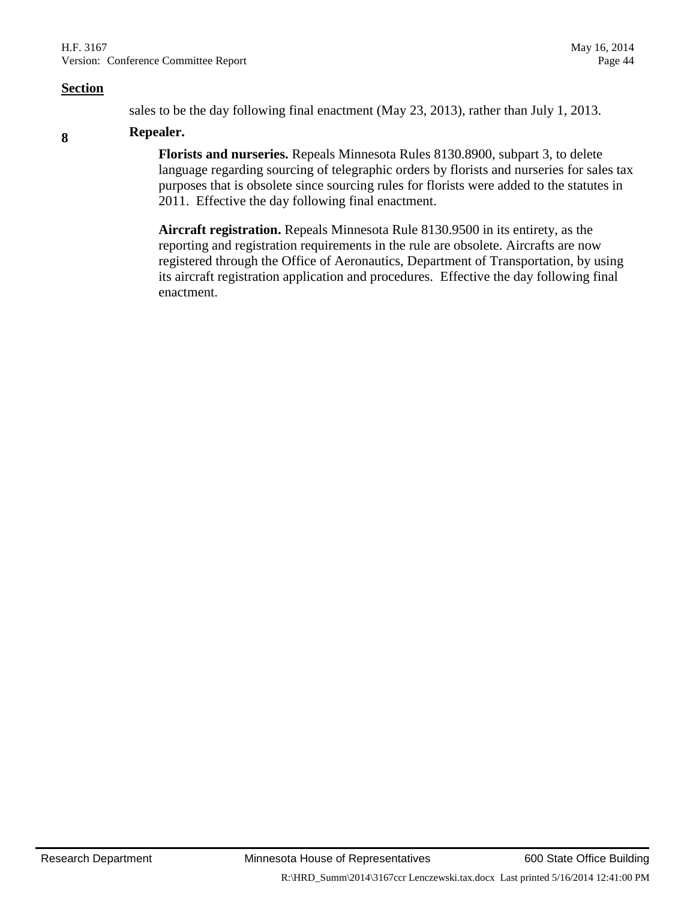**Section**

sales to be the day following final enactment (May 23, 2013), rather than July 1, 2013.

**8** **Repealer.**

**Florists and nurseries.** Repeals Minnesota Rules 8130.8900, subpart 3, to delete language regarding sourcing of telegraphic orders by florists and nurseries for sales tax purposes that is obsolete since sourcing rules for florists were added to the statutes in 2011. Effective the day following final enactment.

**Aircraft registration.** Repeals Minnesota Rule 8130.9500 in its entirety, as the reporting and registration requirements in the rule are obsolete. Aircrafts are now registered through the Office of Aeronautics, Department of Transportation, by using its aircraft registration application and procedures. Effective the day following final enactment.